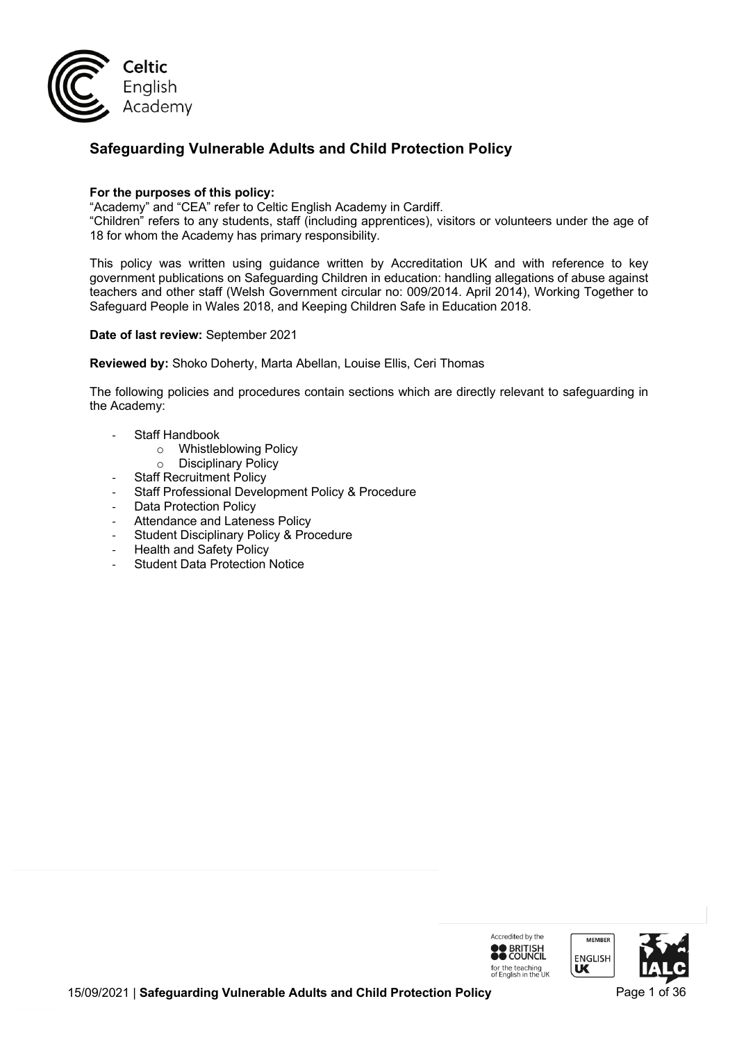# Safeguarding Vulnerable Adults and Child Protection Policy

**For the purposes of this policy:**
"Academy" and "CEA" refer to Celtic English Academy in Cardiff.
"Children" refers to any students, staff (including apprentices), visitors or volunteers under the age of 18 for whom the Academy has primary responsibility.

This policy was written using guidance written by Accreditation UK and with reference to key government publications on Safeguarding Children in education: handling allegations of abuse against teachers and other staff (Welsh Government circular no: 009/2014. April 2014), Working Together to Safeguard People in Wales 2018, and Keeping Children Safe in Education 2018.

**Date of last review:** September 2021

**Reviewed by:** Shoko Doherty, Marta Abellan, Louise Ellis, Ceri Thomas

The following policies and procedures contain sections which are directly relevant to safeguarding in the Academy:

- Staff Handbook
    - Whistleblowing Policy
    - Disciplinary Policy
- Staff Recruitment Policy
- Staff Professional Development Policy & Procedure
- Data Protection Policy
- Attendance and Lateness Policy
- Student Disciplinary Policy & Procedure
- Health and Safety Policy
- Student Data Protection Notice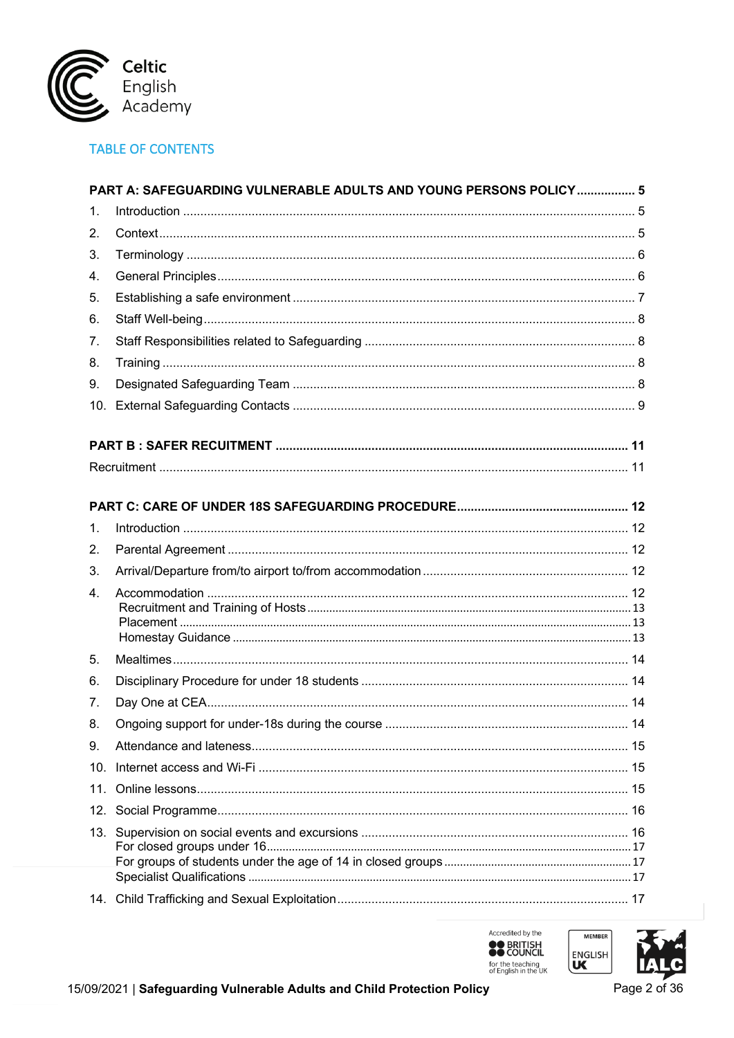## TABLE OF CONTENTS

**PART A: SAFEGUARDING VULNERABLE ADULTS AND YOUNG PERSONS POLICY ..... 5**

1. Introduction ..... 5
2. Context ..... 5
3. Terminology ..... 6
4. General Principles ..... 6
5. Establishing a safe environment ..... 7
6. Staff Well-being ..... 8
7. Staff Responsibilities related to Safeguarding ..... 8
8. Training ..... 8
9. Designated Safeguarding Team ..... 8
10. External Safeguarding Contacts ..... 9

**PART B : SAFER RECUITMENT ..... 11**

Recruitment ..... 11

**PART C: CARE OF UNDER 18S SAFEGUARDING PROCEDURE ..... 12**

1. Introduction ..... 12
2. Parental Agreement ..... 12
3. Arrival/Departure from/to airport to/from accommodation ..... 12
4. Accommodation ..... 12
   - Recruitment and Training of Hosts ..... 13
   - Placement ..... 13
   - Homestay Guidance ..... 13
5. Mealtimes ..... 14
6. Disciplinary Procedure for under 18 students ..... 14
7. Day One at CEA ..... 14
8. Ongoing support for under-18s during the course ..... 14
9. Attendance and lateness ..... 15
10. Internet access and Wi-Fi ..... 15
11. Online lessons ..... 15
12. Social Programme ..... 16
13. Supervision on social events and excursions ..... 16
    - For closed groups under 16 ..... 17
    - For groups of students under the age of 14 in closed groups ..... 17
    - Specialist Qualifications ..... 17
14. Child Trafficking and Sexual Exploitation ..... 17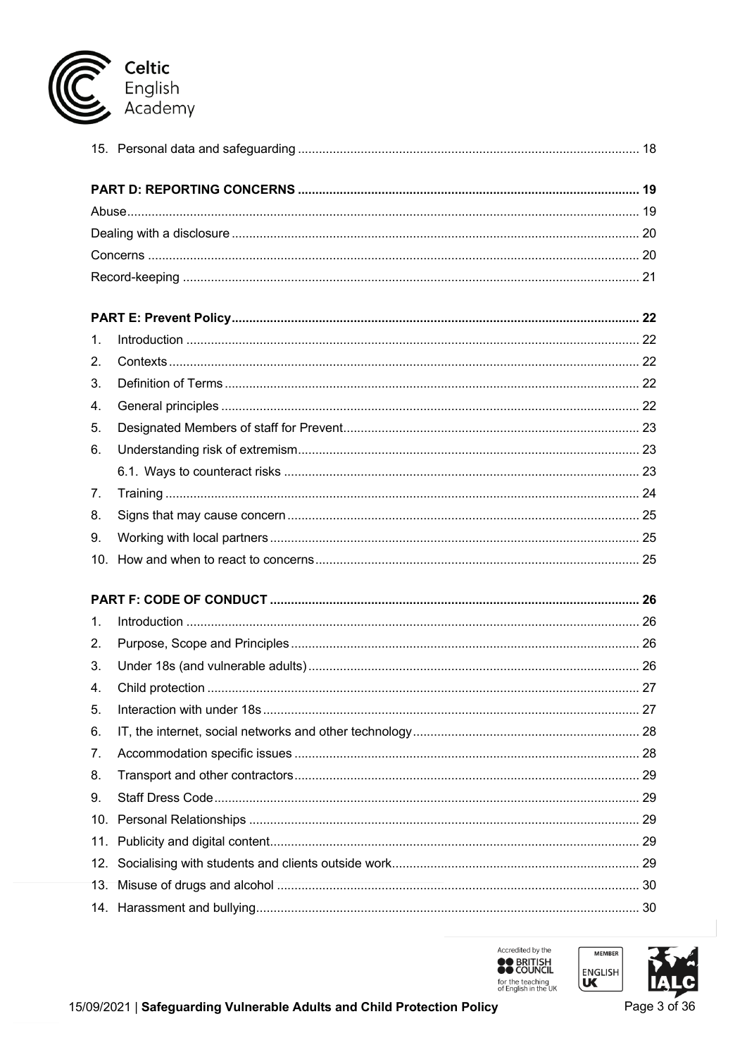15. Personal data and safeguarding ........................................................................................... 18

**PART D: REPORTING CONCERNS** ........................................................................................... **19**

Abuse ........................................................................................................................................... 19

Dealing with a disclosure .............................................................................................................. 20

Concerns ...................................................................................................................................... 20

Record-keeping ............................................................................................................................ 21

**PART E: Prevent Policy** ............................................................................................................. **22**

1. Introduction ............................................................................................................................. 22
2. Contexts .................................................................................................................................. 22
3. Definition of Terms .................................................................................................................. 22
4. General principles ................................................................................................................... 22
5. Designated Members of staff for Prevent ................................................................................ 23
6. Understanding risk of extremism ............................................................................................. 23
   6.1. Ways to counteract risks .................................................................................................. 23
7. Training ................................................................................................................................... 24
8. Signs that may cause concern ................................................................................................ 25
9. Working with local partners ..................................................................................................... 25
10. How and when to react to concerns ....................................................................................... 25

**PART F: CODE OF CONDUCT** .................................................................................................. **26**

1. Introduction ............................................................................................................................. 26
2. Purpose, Scope and Principles ............................................................................................... 26
3. Under 18s (and vulnerable adults) ........................................................................................... 26
4. Child protection ....................................................................................................................... 27
5. Interaction with under 18s ....................................................................................................... 27
6. IT, the internet, social networks and other technology ............................................................. 28
7. Accommodation specific issues ............................................................................................... 28
8. Transport and other contractors .............................................................................................. 29
9. Staff Dress Code ..................................................................................................................... 29
10. Personal Relationships ........................................................................................................... 29
11. Publicity and digital content ..................................................................................................... 29
12. Socialising with students and clients outside work .................................................................. 29
13. Misuse of drugs and alcohol ................................................................................................... 30
14. Harassment and bullying ......................................................................................................... 30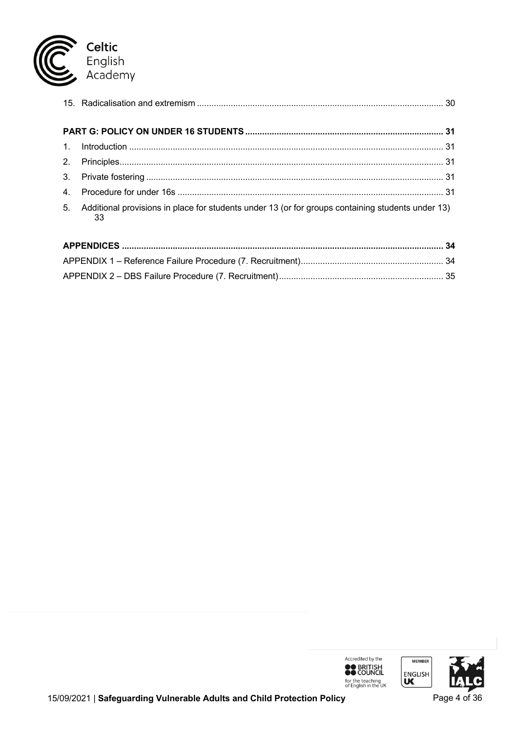15. Radicalisation and extremism ..................................................................................................... 30

**PART G: POLICY ON UNDER 16 STUDENTS ................................................................................ 31**

1. Introduction ................................................................................................................................ 31
2. Principles.................................................................................................................................... 31
3. Private fostering ......................................................................................................................... 31
4. Procedure for under 16s ............................................................................................................ 31
5. Additional provisions in place for students under 13 (or for groups containing students under 13) 33

**APPENDICES ................................................................................................................................... 34**

APPENDIX 1 – Reference Failure Procedure (7. Recruitment).......................................................... 34

APPENDIX 2 – DBS Failure Procedure (7. Recruitment)................................................................... 35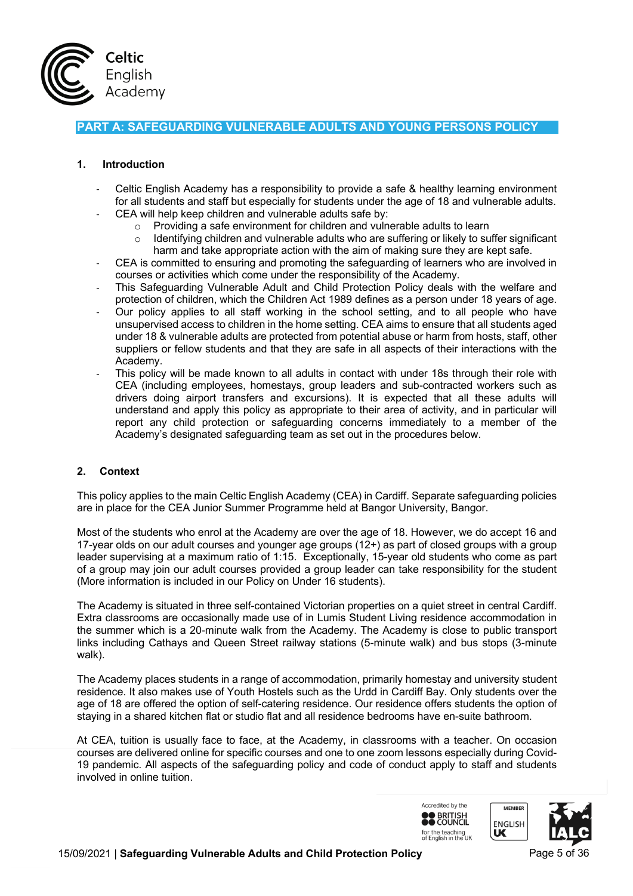## PART A: SAFEGUARDING VULNERABLE ADULTS AND YOUNG PERSONS POLICY

### 1. Introduction

- Celtic English Academy has a responsibility to provide a safe & healthy learning environment for all students and staff but especially for students under the age of 18 and vulnerable adults.
- CEA will help keep children and vulnerable adults safe by:
  - Providing a safe environment for children and vulnerable adults to learn
  - Identifying children and vulnerable adults who are suffering or likely to suffer significant harm and take appropriate action with the aim of making sure they are kept safe.
- CEA is committed to ensuring and promoting the safeguarding of learners who are involved in courses or activities which come under the responsibility of the Academy.
- This Safeguarding Vulnerable Adult and Child Protection Policy deals with the welfare and protection of children, which the Children Act 1989 defines as a person under 18 years of age.
- Our policy applies to all staff working in the school setting, and to all people who have unsupervised access to children in the home setting. CEA aims to ensure that all students aged under 18 & vulnerable adults are protected from potential abuse or harm from hosts, staff, other suppliers or fellow students and that they are safe in all aspects of their interactions with the Academy.
- This policy will be made known to all adults in contact with under 18s through their role with CEA (including employees, homestays, group leaders and sub-contracted workers such as drivers doing airport transfers and excursions). It is expected that all these adults will understand and apply this policy as appropriate to their area of activity, and in particular will report any child protection or safeguarding concerns immediately to a member of the Academy's designated safeguarding team as set out in the procedures below.

### 2. Context

This policy applies to the main Celtic English Academy (CEA) in Cardiff. Separate safeguarding policies are in place for the CEA Junior Summer Programme held at Bangor University, Bangor.

Most of the students who enrol at the Academy are over the age of 18. However, we do accept 16 and 17-year olds on our adult courses and younger age groups (12+) as part of closed groups with a group leader supervising at a maximum ratio of 1:15. Exceptionally, 15-year old students who come as part of a group may join our adult courses provided a group leader can take responsibility for the student (More information is included in our Policy on Under 16 students).

The Academy is situated in three self-contained Victorian properties on a quiet street in central Cardiff. Extra classrooms are occasionally made use of in Lumis Student Living residence accommodation in the summer which is a 20-minute walk from the Academy. The Academy is close to public transport links including Cathays and Queen Street railway stations (5-minute walk) and bus stops (3-minute walk).

The Academy places students in a range of accommodation, primarily homestay and university student residence. It also makes use of Youth Hostels such as the Urdd in Cardiff Bay. Only students over the age of 18 are offered the option of self-catering residence. Our residence offers students the option of staying in a shared kitchen flat or studio flat and all residence bedrooms have en-suite bathroom.

At CEA, tuition is usually face to face, at the Academy, in classrooms with a teacher. On occasion courses are delivered online for specific courses and one to one zoom lessons especially during Covid-19 pandemic. All aspects of the safeguarding policy and code of conduct apply to staff and students involved in online tuition.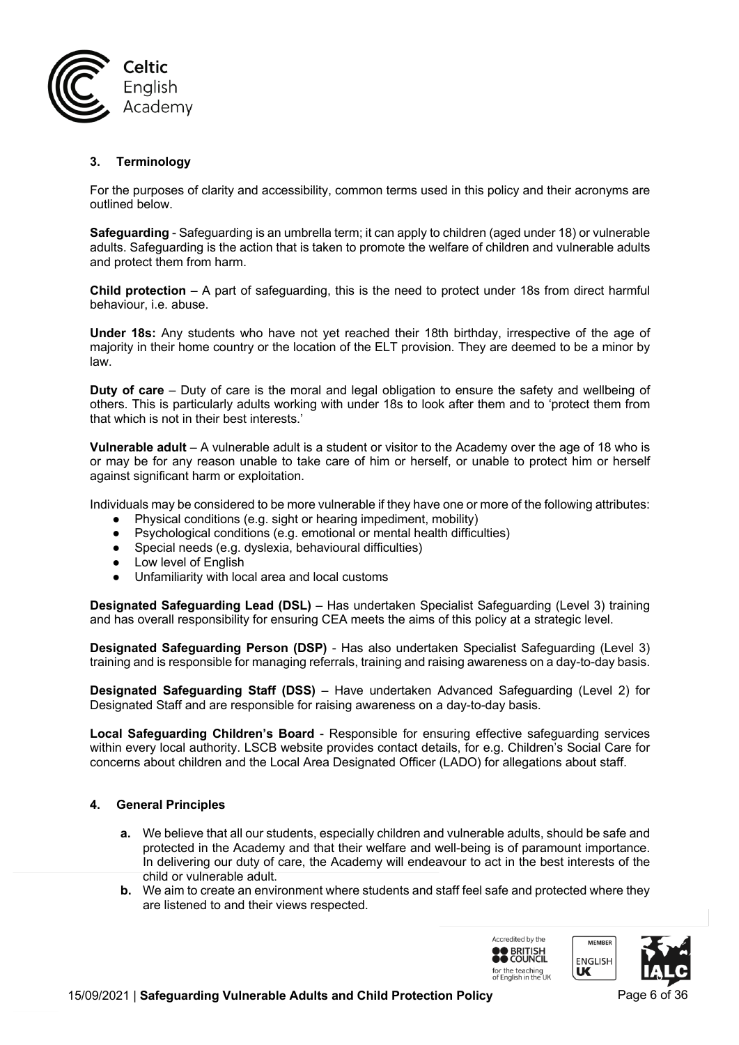## 3. Terminology

For the purposes of clarity and accessibility, common terms used in this policy and their acronyms are outlined below.

**Safeguarding** - Safeguarding is an umbrella term; it can apply to children (aged under 18) or vulnerable adults. Safeguarding is the action that is taken to promote the welfare of children and vulnerable adults and protect them from harm.

**Child protection** – A part of safeguarding, this is the need to protect under 18s from direct harmful behaviour, i.e. abuse.

**Under 18s:** Any students who have not yet reached their 18th birthday, irrespective of the age of majority in their home country or the location of the ELT provision. They are deemed to be a minor by law.

**Duty of care** – Duty of care is the moral and legal obligation to ensure the safety and wellbeing of others. This is particularly adults working with under 18s to look after them and to 'protect them from that which is not in their best interests.'

**Vulnerable adult** – A vulnerable adult is a student or visitor to the Academy over the age of 18 who is or may be for any reason unable to take care of him or herself, or unable to protect him or herself against significant harm or exploitation.

Individuals may be considered to be more vulnerable if they have one or more of the following attributes:

- Physical conditions (e.g. sight or hearing impediment, mobility)
- Psychological conditions (e.g. emotional or mental health difficulties)
- Special needs (e.g. dyslexia, behavioural difficulties)
- Low level of English
- Unfamiliarity with local area and local customs

**Designated Safeguarding Lead (DSL)** – Has undertaken Specialist Safeguarding (Level 3) training and has overall responsibility for ensuring CEA meets the aims of this policy at a strategic level.

**Designated Safeguarding Person (DSP)** - Has also undertaken Specialist Safeguarding (Level 3) training and is responsible for managing referrals, training and raising awareness on a day-to-day basis.

**Designated Safeguarding Staff (DSS)** – Have undertaken Advanced Safeguarding (Level 2) for Designated Staff and are responsible for raising awareness on a day-to-day basis.

**Local Safeguarding Children's Board** - Responsible for ensuring effective safeguarding services within every local authority. LSCB website provides contact details, for e.g. Children's Social Care for concerns about children and the Local Area Designated Officer (LADO) for allegations about staff.

## 4. General Principles

**a.** We believe that all our students, especially children and vulnerable adults, should be safe and protected in the Academy and that their welfare and well-being is of paramount importance. In delivering our duty of care, the Academy will endeavour to act in the best interests of the child or vulnerable adult.

**b.** We aim to create an environment where students and staff feel safe and protected where they are listened to and their views respected.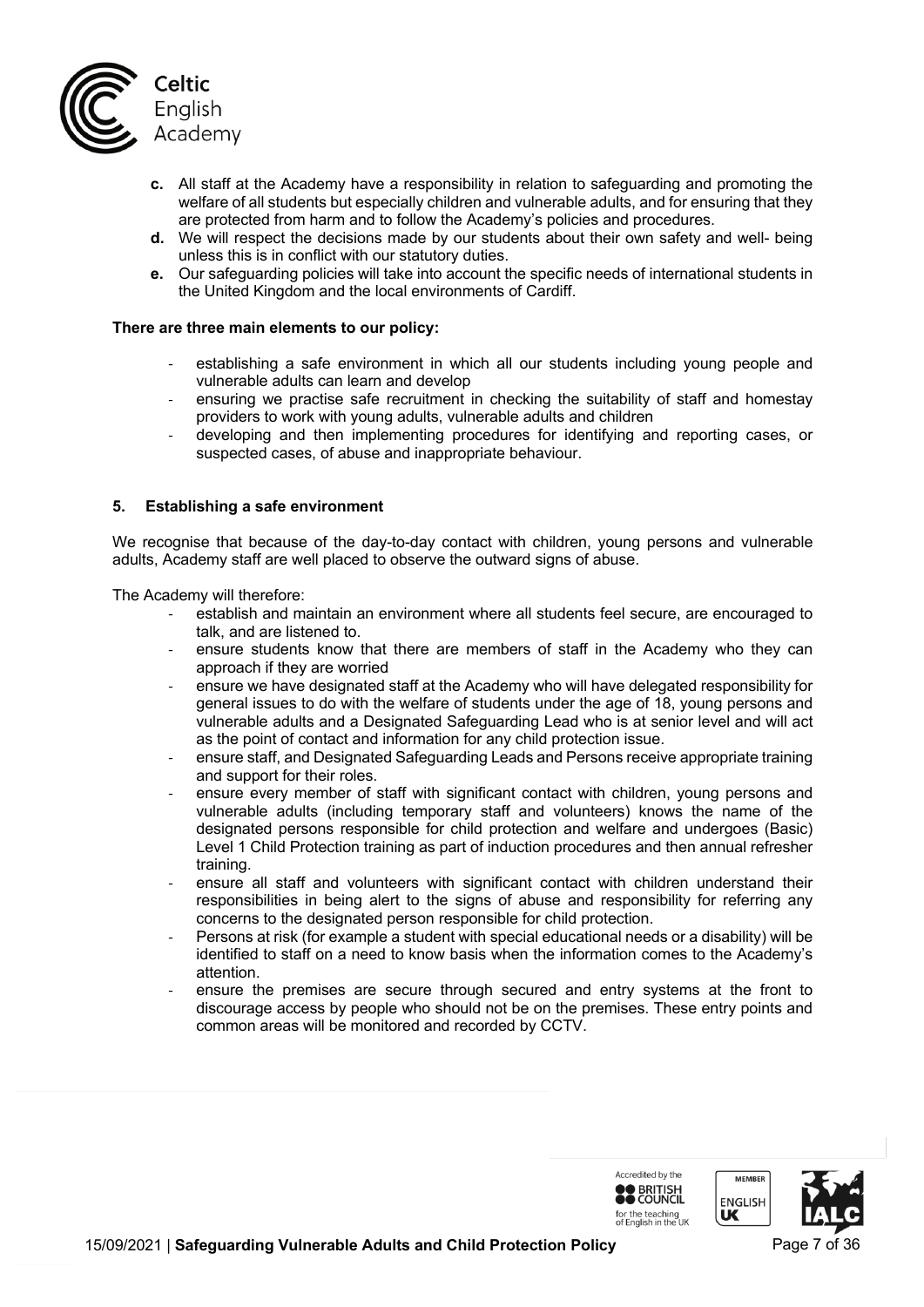c. All staff at the Academy have a responsibility in relation to safeguarding and promoting the welfare of all students but especially children and vulnerable adults, and for ensuring that they are protected from harm and to follow the Academy's policies and procedures.

d. We will respect the decisions made by our students about their own safety and well- being unless this is in conflict with our statutory duties.

e. Our safeguarding policies will take into account the specific needs of international students in the United Kingdom and the local environments of Cardiff.

**There are three main elements to our policy:**

- establishing a safe environment in which all our students including young people and vulnerable adults can learn and develop
- ensuring we practise safe recruitment in checking the suitability of staff and homestay providers to work with young adults, vulnerable adults and children
- developing and then implementing procedures for identifying and reporting cases, or suspected cases, of abuse and inappropriate behaviour.

## 5. Establishing a safe environment

We recognise that because of the day-to-day contact with children, young persons and vulnerable adults, Academy staff are well placed to observe the outward signs of abuse.

The Academy will therefore:

- establish and maintain an environment where all students feel secure, are encouraged to talk, and are listened to.
- ensure students know that there are members of staff in the Academy who they can approach if they are worried
- ensure we have designated staff at the Academy who will have delegated responsibility for general issues to do with the welfare of students under the age of 18, young persons and vulnerable adults and a Designated Safeguarding Lead who is at senior level and will act as the point of contact and information for any child protection issue.
- ensure staff, and Designated Safeguarding Leads and Persons receive appropriate training and support for their roles.
- ensure every member of staff with significant contact with children, young persons and vulnerable adults (including temporary staff and volunteers) knows the name of the designated persons responsible for child protection and welfare and undergoes (Basic) Level 1 Child Protection training as part of induction procedures and then annual refresher training.
- ensure all staff and volunteers with significant contact with children understand their responsibilities in being alert to the signs of abuse and responsibility for referring any concerns to the designated person responsible for child protection.
- Persons at risk (for example a student with special educational needs or a disability) will be identified to staff on a need to know basis when the information comes to the Academy's attention.
- ensure the premises are secure through secured and entry systems at the front to discourage access by people who should not be on the premises. These entry points and common areas will be monitored and recorded by CCTV.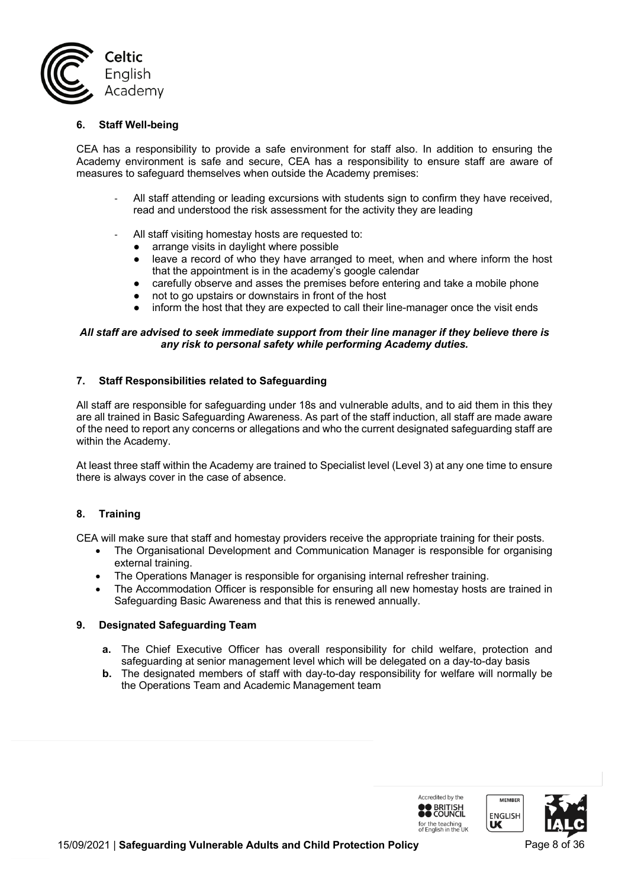## 6. Staff Well-being

CEA has a responsibility to provide a safe environment for staff also. In addition to ensuring the Academy environment is safe and secure, CEA has a responsibility to ensure staff are aware of measures to safeguard themselves when outside the Academy premises:

- All staff attending or leading excursions with students sign to confirm they have received, read and understood the risk assessment for the activity they are leading

- All staff visiting homestay hosts are requested to:
  - arrange visits in daylight where possible
  - leave a record of who they have arranged to meet, when and where inform the host that the appointment is in the academy's google calendar
  - carefully observe and asses the premises before entering and take a mobile phone
  - not to go upstairs or downstairs in front of the host
  - inform the host that they are expected to call their line-manager once the visit ends

***All staff are advised to seek immediate support from their line manager if they believe there is any risk to personal safety while performing Academy duties.***

## 7. Staff Responsibilities related to Safeguarding

All staff are responsible for safeguarding under 18s and vulnerable adults, and to aid them in this they are all trained in Basic Safeguarding Awareness. As part of the staff induction, all staff are made aware of the need to report any concerns or allegations and who the current designated safeguarding staff are within the Academy.

At least three staff within the Academy are trained to Specialist level (Level 3) at any one time to ensure there is always cover in the case of absence.

## 8. Training

CEA will make sure that staff and homestay providers receive the appropriate training for their posts.

- The Organisational Development and Communication Manager is responsible for organising external training.
- The Operations Manager is responsible for organising internal refresher training.
- The Accommodation Officer is responsible for ensuring all new homestay hosts are trained in Safeguarding Basic Awareness and that this is renewed annually.

## 9. Designated Safeguarding Team

**a.** The Chief Executive Officer has overall responsibility for child welfare, protection and safeguarding at senior management level which will be delegated on a day-to-day basis

**b.** The designated members of staff with day-to-day responsibility for welfare will normally be the Operations Team and Academic Management team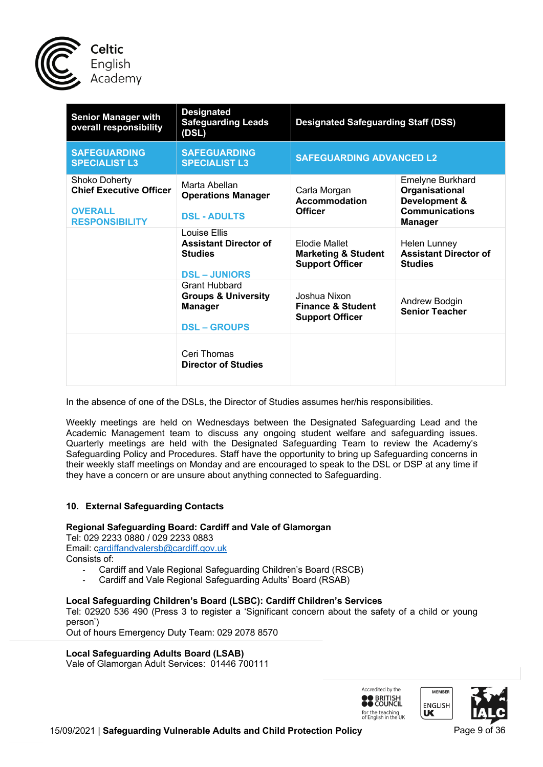| Senior Manager with overall responsibility | Designated Safeguarding Leads (DSL) | Designated Safeguarding Staff (DSS) | |
|---|---|---|---|
| **SAFEGUARDING SPECIALIST L3** | **SAFEGUARDING SPECIALIST L3** | **SAFEGUARDING ADVANCED L2** | |
| Shoko Doherty **Chief Executive Officer** **OVERALL RESPONSIBILITY** | Marta Abellan **Operations Manager** **DSL - ADULTS** | Carla Morgan **Accommodation Officer** | Emelyne Burkhard **Organisational Development & Communications Manager** |
| | Louise Ellis **Assistant Director of Studies** **DSL – JUNIORS** | Elodie Mallet **Marketing & Student Support Officer** | Helen Lunney **Assistant Director of Studies** |
| | Grant Hubbard **Groups & University Manager** **DSL – GROUPS** | Joshua Nixon **Finance & Student Support Officer** | Andrew Bodgin **Senior Teacher** |
| | Ceri Thomas **Director of Studies** | | |

In the absence of one of the DSLs, the Director of Studies assumes her/his responsibilities.

Weekly meetings are held on Wednesdays between the Designated Safeguarding Lead and the Academic Management team to discuss any ongoing student welfare and safeguarding issues. Quarterly meetings are held with the Designated Safeguarding Team to review the Academy's Safeguarding Policy and Procedures. Staff have the opportunity to bring up Safeguarding concerns in their weekly staff meetings on Monday and are encouraged to speak to the DSL or DSP at any time if they have a concern or are unsure about anything connected to Safeguarding.

## 10. External Safeguarding Contacts

**Regional Safeguarding Board: Cardiff and Vale of Glamorgan**
Tel: 029 2233 0880 / 029 2233 0883
Email: cardiffandvalersb@cardiff.gov.uk
Consists of:

- Cardiff and Vale Regional Safeguarding Children's Board (RSCB)
- Cardiff and Vale Regional Safeguarding Adults' Board (RSAB)

**Local Safeguarding Children's Board (LSBC): Cardiff Children's Services**
Tel: 02920 536 490 (Press 3 to register a 'Significant concern about the safety of a child or young person')
Out of hours Emergency Duty Team: 029 2078 8570

**Local Safeguarding Adults Board (LSAB)**
Vale of Glamorgan Adult Services: 01446 700111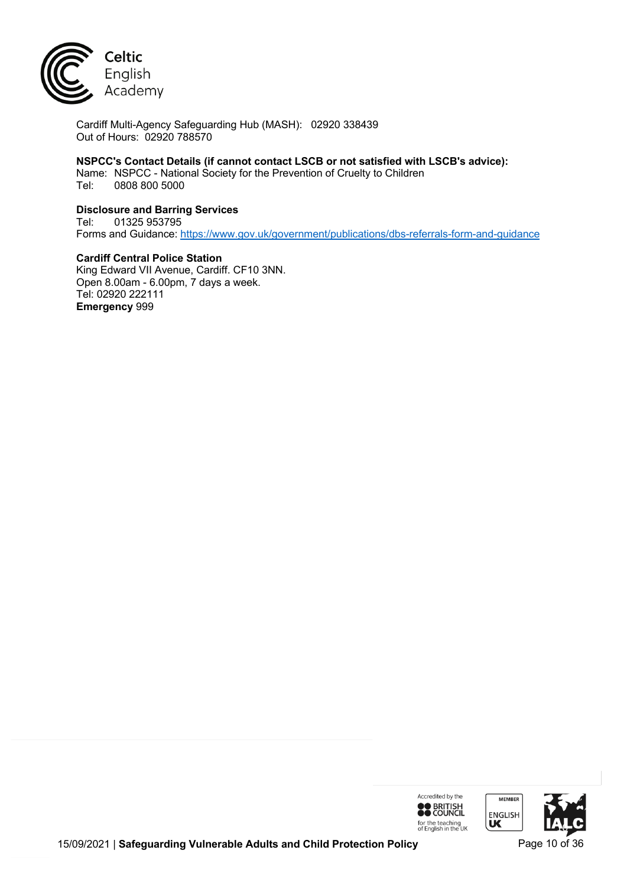Cardiff Multi-Agency Safeguarding Hub (MASH): 02920 338439
Out of Hours: 02920 788570

**NSPCC's Contact Details (if cannot contact LSCB or not satisfied with LSCB's advice):**
Name: NSPCC - National Society for the Prevention of Cruelty to Children
Tel: 0808 800 5000

**Disclosure and Barring Services**
Tel: 01325 953795
Forms and Guidance: https://www.gov.uk/government/publications/dbs-referrals-form-and-guidance

**Cardiff Central Police Station**
King Edward VII Avenue, Cardiff. CF10 3NN.
Open 8.00am - 6.00pm, 7 days a week.
Tel: 02920 222111
**Emergency** 999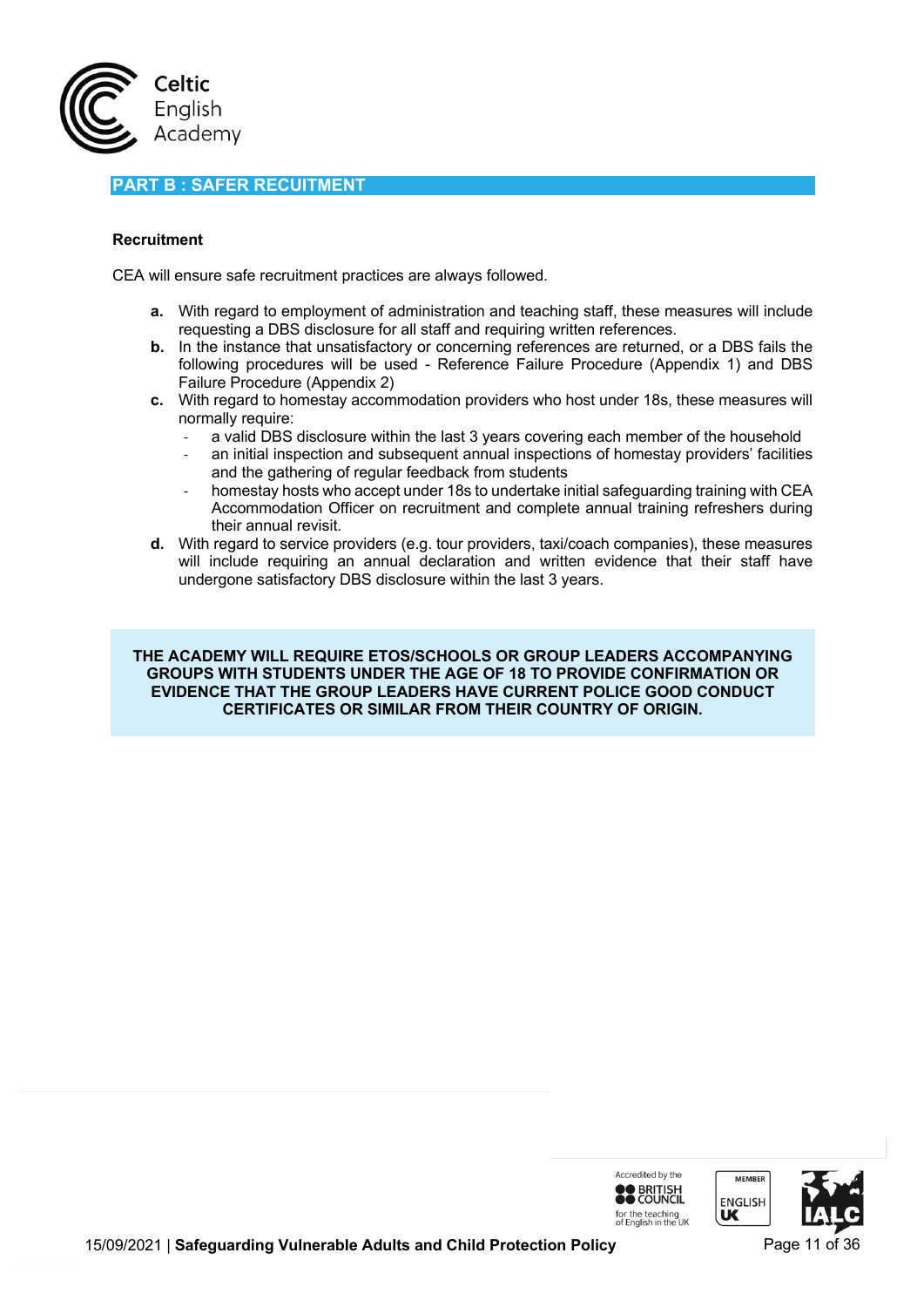## PART B : SAFER RECUITMENT

**Recruitment**

CEA will ensure safe recruitment practices are always followed.

**a.** With regard to employment of administration and teaching staff, these measures will include requesting a DBS disclosure for all staff and requiring written references.

**b.** In the instance that unsatisfactory or concerning references are returned, or a DBS fails the following procedures will be used - Reference Failure Procedure (Appendix 1) and DBS Failure Procedure (Appendix 2)

**c.** With regard to homestay accommodation providers who host under 18s, these measures will normally require:

- a valid DBS disclosure within the last 3 years covering each member of the household
- an initial inspection and subsequent annual inspections of homestay providers' facilities and the gathering of regular feedback from students
- homestay hosts who accept under 18s to undertake initial safeguarding training with CEA Accommodation Officer on recruitment and complete annual training refreshers during their annual revisit.

**d.** With regard to service providers (e.g. tour providers, taxi/coach companies), these measures will include requiring an annual declaration and written evidence that their staff have undergone satisfactory DBS disclosure within the last 3 years.

**THE ACADEMY WILL REQUIRE ETOS/SCHOOLS OR GROUP LEADERS ACCOMPANYING GROUPS WITH STUDENTS UNDER THE AGE OF 18 TO PROVIDE CONFIRMATION OR EVIDENCE THAT THE GROUP LEADERS HAVE CURRENT POLICE GOOD CONDUCT CERTIFICATES OR SIMILAR FROM THEIR COUNTRY OF ORIGIN.**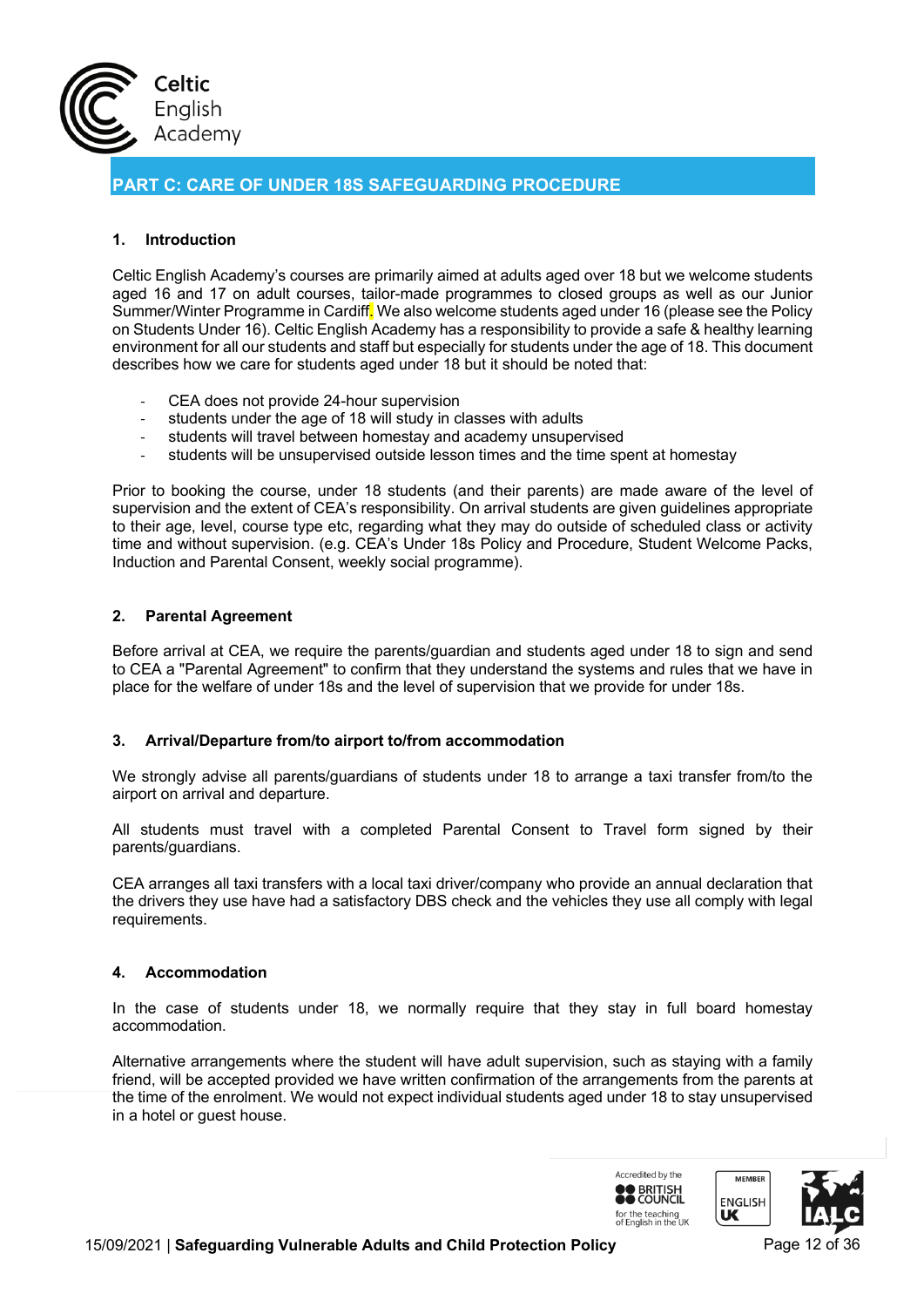## PART C: CARE OF UNDER 18S SAFEGUARDING PROCEDURE

### 1. Introduction

Celtic English Academy's courses are primarily aimed at adults aged over 18 but we welcome students aged 16 and 17 on adult courses, tailor-made programmes to closed groups as well as our Junior Summer/Winter Programme in Cardiff. We also welcome students aged under 16 (please see the Policy on Students Under 16). Celtic English Academy has a responsibility to provide a safe & healthy learning environment for all our students and staff but especially for students under the age of 18. This document describes how we care for students aged under 18 but it should be noted that:

- CEA does not provide 24-hour supervision
- students under the age of 18 will study in classes with adults
- students will travel between homestay and academy unsupervised
- students will be unsupervised outside lesson times and the time spent at homestay

Prior to booking the course, under 18 students (and their parents) are made aware of the level of supervision and the extent of CEA's responsibility. On arrival students are given guidelines appropriate to their age, level, course type etc, regarding what they may do outside of scheduled class or activity time and without supervision. (e.g. CEA's Under 18s Policy and Procedure, Student Welcome Packs, Induction and Parental Consent, weekly social programme).

### 2. Parental Agreement

Before arrival at CEA, we require the parents/guardian and students aged under 18 to sign and send to CEA a "Parental Agreement" to confirm that they understand the systems and rules that we have in place for the welfare of under 18s and the level of supervision that we provide for under 18s.

### 3. Arrival/Departure from/to airport to/from accommodation

We strongly advise all parents/guardians of students under 18 to arrange a taxi transfer from/to the airport on arrival and departure.

All students must travel with a completed Parental Consent to Travel form signed by their parents/guardians.

CEA arranges all taxi transfers with a local taxi driver/company who provide an annual declaration that the drivers they use have had a satisfactory DBS check and the vehicles they use all comply with legal requirements.

### 4. Accommodation

In the case of students under 18, we normally require that they stay in full board homestay accommodation.

Alternative arrangements where the student will have adult supervision, such as staying with a family friend, will be accepted provided we have written confirmation of the arrangements from the parents at the time of the enrolment. We would not expect individual students aged under 18 to stay unsupervised in a hotel or guest house.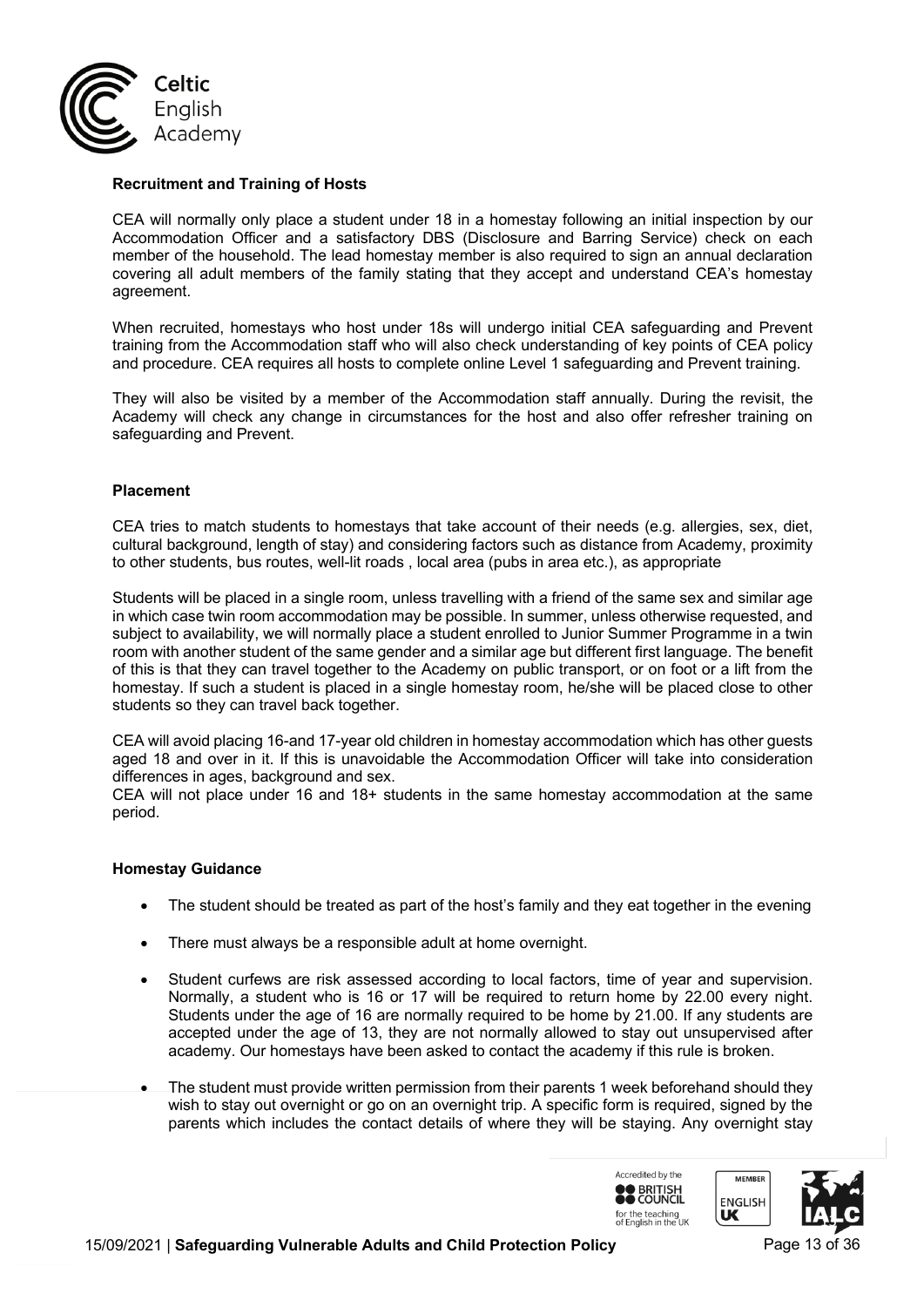**Recruitment and Training of Hosts**

CEA will normally only place a student under 18 in a homestay following an initial inspection by our Accommodation Officer and a satisfactory DBS (Disclosure and Barring Service) check on each member of the household. The lead homestay member is also required to sign an annual declaration covering all adult members of the family stating that they accept and understand CEA's homestay agreement.

When recruited, homestays who host under 18s will undergo initial CEA safeguarding and Prevent training from the Accommodation staff who will also check understanding of key points of CEA policy and procedure. CEA requires all hosts to complete online Level 1 safeguarding and Prevent training.

They will also be visited by a member of the Accommodation staff annually. During the revisit, the Academy will check any change in circumstances for the host and also offer refresher training on safeguarding and Prevent.

**Placement**

CEA tries to match students to homestays that take account of their needs (e.g. allergies, sex, diet, cultural background, length of stay) and considering factors such as distance from Academy, proximity to other students, bus routes, well-lit roads , local area (pubs in area etc.), as appropriate

Students will be placed in a single room, unless travelling with a friend of the same sex and similar age in which case twin room accommodation may be possible. In summer, unless otherwise requested, and subject to availability, we will normally place a student enrolled to Junior Summer Programme in a twin room with another student of the same gender and a similar age but different first language. The benefit of this is that they can travel together to the Academy on public transport, or on foot or a lift from the homestay. If such a student is placed in a single homestay room, he/she will be placed close to other students so they can travel back together.

CEA will avoid placing 16-and 17-year old children in homestay accommodation which has other guests aged 18 and over in it. If this is unavoidable the Accommodation Officer will take into consideration differences in ages, background and sex.

CEA will not place under 16 and 18+ students in the same homestay accommodation at the same period.

**Homestay Guidance**

- The student should be treated as part of the host's family and they eat together in the evening
- There must always be a responsible adult at home overnight.
- Student curfews are risk assessed according to local factors, time of year and supervision. Normally, a student who is 16 or 17 will be required to return home by 22.00 every night. Students under the age of 16 are normally required to be home by 21.00. If any students are accepted under the age of 13, they are not normally allowed to stay out unsupervised after academy. Our homestays have been asked to contact the academy if this rule is broken.
- The student must provide written permission from their parents 1 week beforehand should they wish to stay out overnight or go on an overnight trip. A specific form is required, signed by the parents which includes the contact details of where they will be staying. Any overnight stay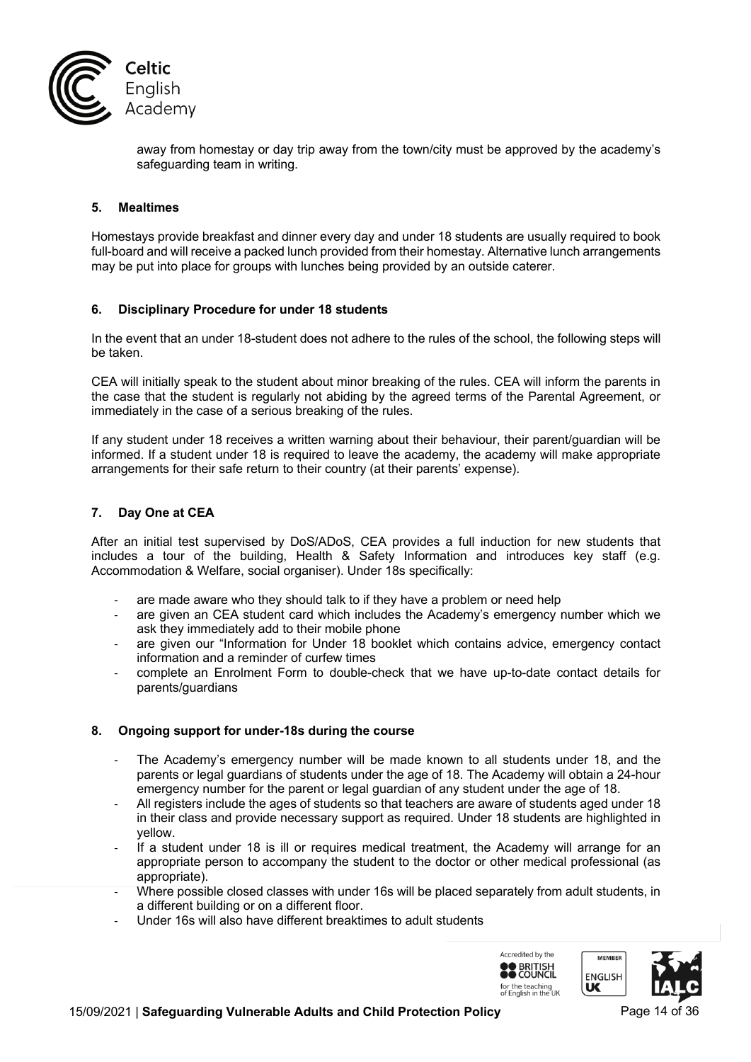away from homestay or day trip away from the town/city must be approved by the academy's safeguarding team in writing.

## 5. Mealtimes

Homestays provide breakfast and dinner every day and under 18 students are usually required to book full-board and will receive a packed lunch provided from their homestay. Alternative lunch arrangements may be put into place for groups with lunches being provided by an outside caterer.

## 6. Disciplinary Procedure for under 18 students

In the event that an under 18-student does not adhere to the rules of the school, the following steps will be taken.

CEA will initially speak to the student about minor breaking of the rules. CEA will inform the parents in the case that the student is regularly not abiding by the agreed terms of the Parental Agreement, or immediately in the case of a serious breaking of the rules.

If any student under 18 receives a written warning about their behaviour, their parent/guardian will be informed. If a student under 18 is required to leave the academy, the academy will make appropriate arrangements for their safe return to their country (at their parents' expense).

## 7. Day One at CEA

After an initial test supervised by DoS/ADoS, CEA provides a full induction for new students that includes a tour of the building, Health & Safety Information and introduces key staff (e.g. Accommodation & Welfare, social organiser). Under 18s specifically:

- are made aware who they should talk to if they have a problem or need help
- are given an CEA student card which includes the Academy's emergency number which we ask they immediately add to their mobile phone
- are given our "Information for Under 18 booklet which contains advice, emergency contact information and a reminder of curfew times
- complete an Enrolment Form to double-check that we have up-to-date contact details for parents/guardians

## 8. Ongoing support for under-18s during the course

- The Academy's emergency number will be made known to all students under 18, and the parents or legal guardians of students under the age of 18. The Academy will obtain a 24-hour emergency number for the parent or legal guardian of any student under the age of 18.
- All registers include the ages of students so that teachers are aware of students aged under 18 in their class and provide necessary support as required. Under 18 students are highlighted in yellow.
- If a student under 18 is ill or requires medical treatment, the Academy will arrange for an appropriate person to accompany the student to the doctor or other medical professional (as appropriate).
- Where possible closed classes with under 16s will be placed separately from adult students, in a different building or on a different floor.
- Under 16s will also have different breaktimes to adult students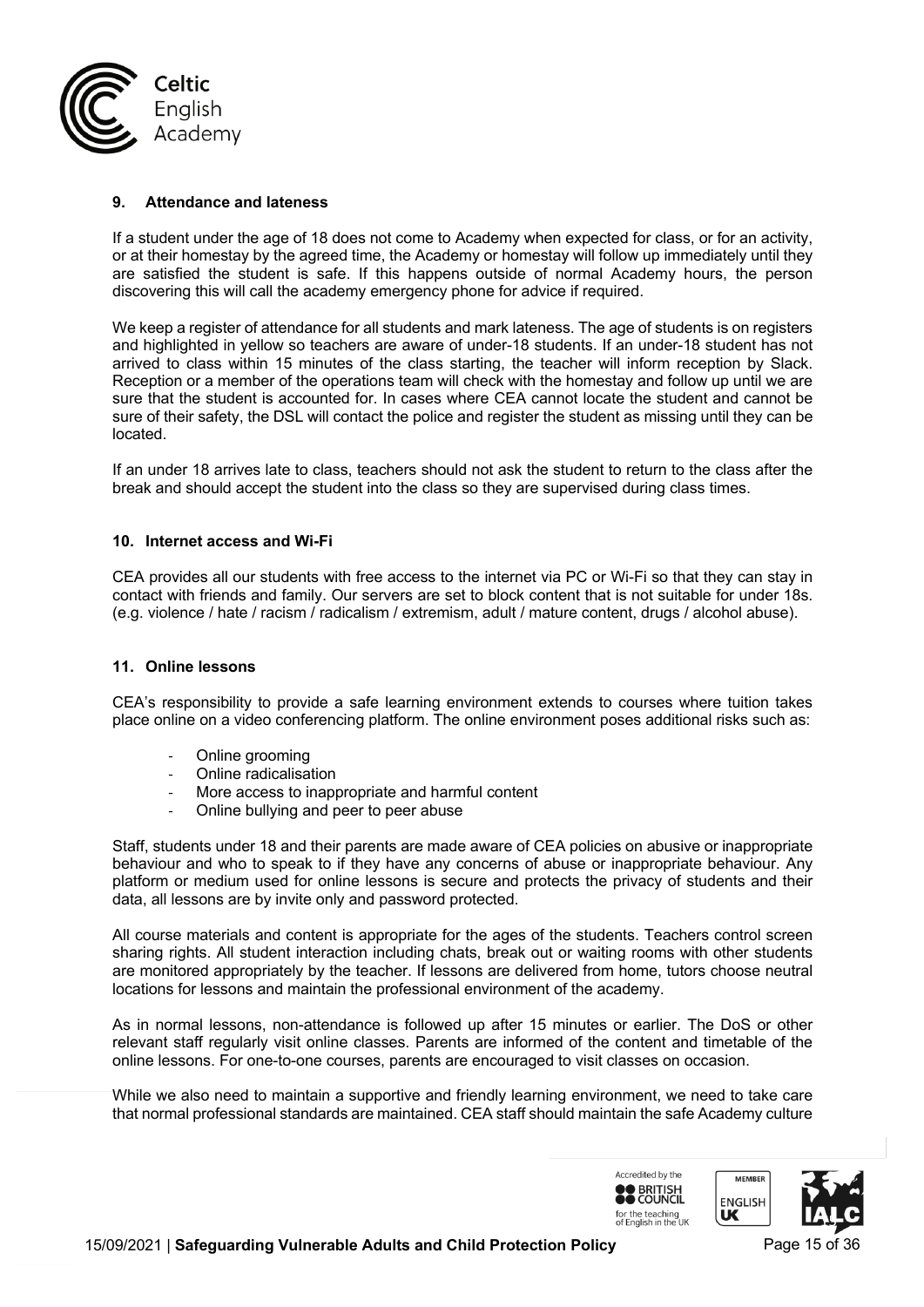## 9. Attendance and lateness

If a student under the age of 18 does not come to Academy when expected for class, or for an activity, or at their homestay by the agreed time, the Academy or homestay will follow up immediately until they are satisfied the student is safe. If this happens outside of normal Academy hours, the person discovering this will call the academy emergency phone for advice if required.

We keep a register of attendance for all students and mark lateness. The age of students is on registers and highlighted in yellow so teachers are aware of under-18 students. If an under-18 student has not arrived to class within 15 minutes of the class starting, the teacher will inform reception by Slack. Reception or a member of the operations team will check with the homestay and follow up until we are sure that the student is accounted for. In cases where CEA cannot locate the student and cannot be sure of their safety, the DSL will contact the police and register the student as missing until they can be located.

If an under 18 arrives late to class, teachers should not ask the student to return to the class after the break and should accept the student into the class so they are supervised during class times.

## 10. Internet access and Wi-Fi

CEA provides all our students with free access to the internet via PC or Wi-Fi so that they can stay in contact with friends and family. Our servers are set to block content that is not suitable for under 18s. (e.g. violence / hate / racism / radicalism / extremism, adult / mature content, drugs / alcohol abuse).

## 11. Online lessons

CEA's responsibility to provide a safe learning environment extends to courses where tuition takes place online on a video conferencing platform. The online environment poses additional risks such as:

- Online grooming
- Online radicalisation
- More access to inappropriate and harmful content
- Online bullying and peer to peer abuse

Staff, students under 18 and their parents are made aware of CEA policies on abusive or inappropriate behaviour and who to speak to if they have any concerns of abuse or inappropriate behaviour. Any platform or medium used for online lessons is secure and protects the privacy of students and their data, all lessons are by invite only and password protected.

All course materials and content is appropriate for the ages of the students. Teachers control screen sharing rights. All student interaction including chats, break out or waiting rooms with other students are monitored appropriately by the teacher. If lessons are delivered from home, tutors choose neutral locations for lessons and maintain the professional environment of the academy.

As in normal lessons, non-attendance is followed up after 15 minutes or earlier. The DoS or other relevant staff regularly visit online classes. Parents are informed of the content and timetable of the online lessons. For one-to-one courses, parents are encouraged to visit classes on occasion.

While we also need to maintain a supportive and friendly learning environment, we need to take care that normal professional standards are maintained. CEA staff should maintain the safe Academy culture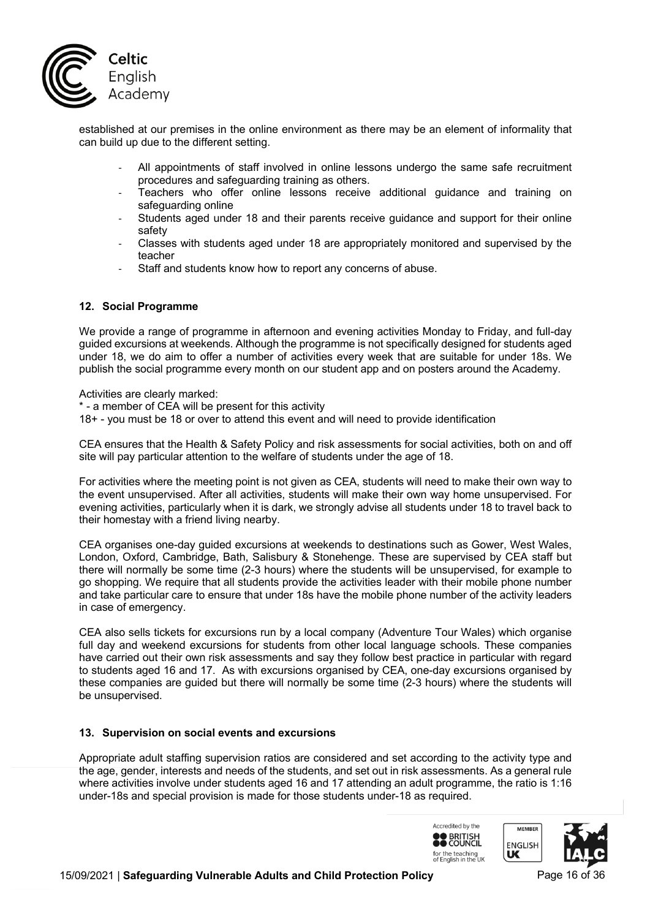established at our premises in the online environment as there may be an element of informality that can build up due to the different setting.

- All appointments of staff involved in online lessons undergo the same safe recruitment procedures and safeguarding training as others.
- Teachers who offer online lessons receive additional guidance and training on safeguarding online
- Students aged under 18 and their parents receive guidance and support for their online safety
- Classes with students aged under 18 are appropriately monitored and supervised by the teacher
- Staff and students know how to report any concerns of abuse.

### 12. Social Programme

We provide a range of programme in afternoon and evening activities Monday to Friday, and full-day guided excursions at weekends. Although the programme is not specifically designed for students aged under 18, we do aim to offer a number of activities every week that are suitable for under 18s. We publish the social programme every month on our student app and on posters around the Academy.

Activities are clearly marked:
* - a member of CEA will be present for this activity
18+ - you must be 18 or over to attend this event and will need to provide identification

CEA ensures that the Health & Safety Policy and risk assessments for social activities, both on and off site will pay particular attention to the welfare of students under the age of 18.

For activities where the meeting point is not given as CEA, students will need to make their own way to the event unsupervised. After all activities, students will make their own way home unsupervised. For evening activities, particularly when it is dark, we strongly advise all students under 18 to travel back to their homestay with a friend living nearby.

CEA organises one-day guided excursions at weekends to destinations such as Gower, West Wales, London, Oxford, Cambridge, Bath, Salisbury & Stonehenge. These are supervised by CEA staff but there will normally be some time (2-3 hours) where the students will be unsupervised, for example to go shopping. We require that all students provide the activities leader with their mobile phone number and take particular care to ensure that under 18s have the mobile phone number of the activity leaders in case of emergency.

CEA also sells tickets for excursions run by a local company (Adventure Tour Wales) which organise full day and weekend excursions for students from other local language schools. These companies have carried out their own risk assessments and say they follow best practice in particular with regard to students aged 16 and 17. As with excursions organised by CEA, one-day excursions organised by these companies are guided but there will normally be some time (2-3 hours) where the students will be unsupervised.

### 13. Supervision on social events and excursions

Appropriate adult staffing supervision ratios are considered and set according to the activity type and the age, gender, interests and needs of the students, and set out in risk assessments. As a general rule where activities involve under students aged 16 and 17 attending an adult programme, the ratio is 1:16 under-18s and special provision is made for those students under-18 as required.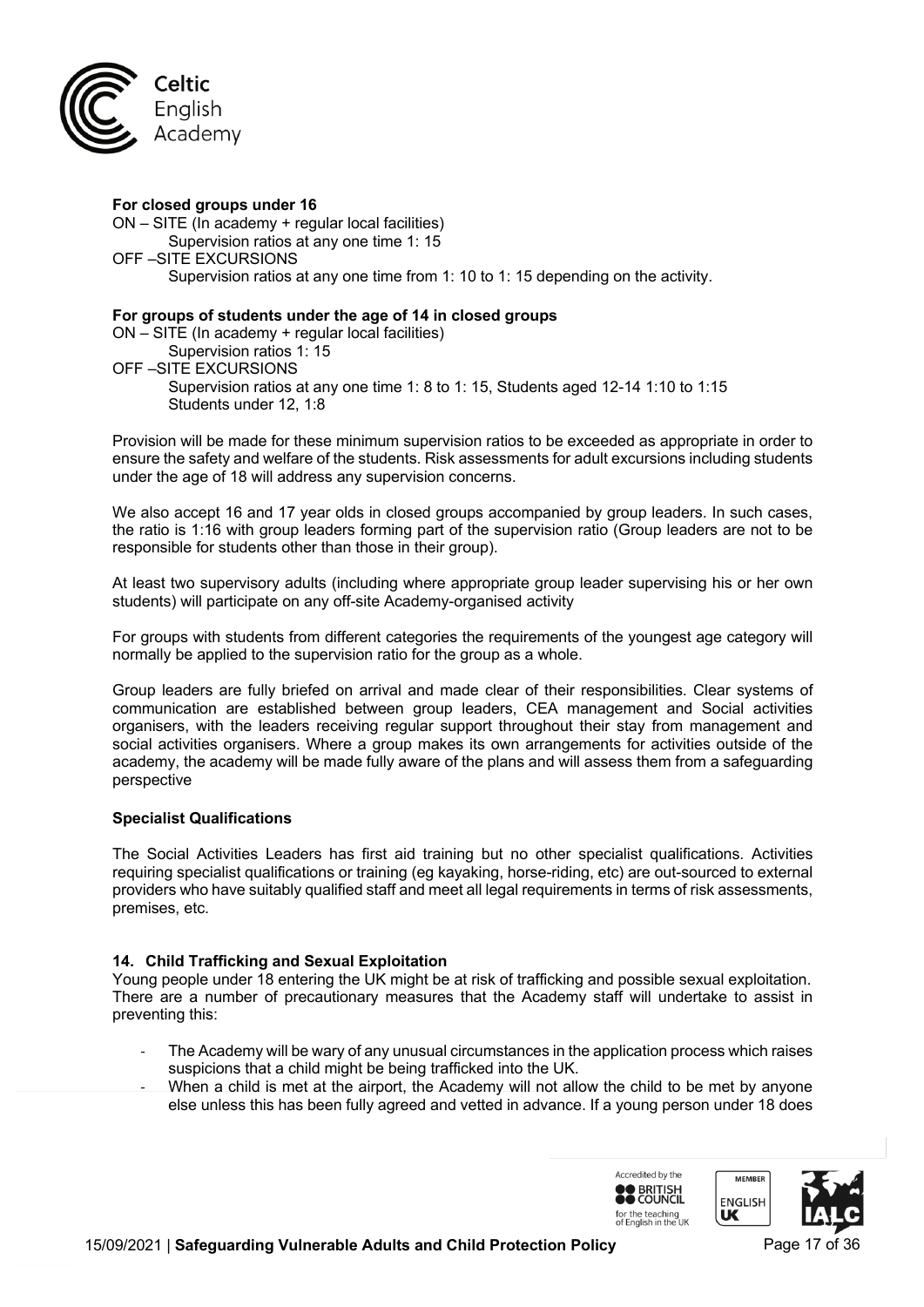**For closed groups under 16**

ON – SITE (In academy + regular local facilities)

Supervision ratios at any one time 1: 15

OFF –SITE EXCURSIONS

Supervision ratios at any one time from 1: 10 to 1: 15 depending on the activity.

**For groups of students under the age of 14 in closed groups**

ON – SITE (In academy + regular local facilities)

Supervision ratios 1: 15

OFF –SITE EXCURSIONS

Supervision ratios at any one time 1: 8 to 1: 15, Students aged 12-14 1:10 to 1:15
Students under 12, 1:8

Provision will be made for these minimum supervision ratios to be exceeded as appropriate in order to ensure the safety and welfare of the students. Risk assessments for adult excursions including students under the age of 18 will address any supervision concerns.

We also accept 16 and 17 year olds in closed groups accompanied by group leaders. In such cases, the ratio is 1:16 with group leaders forming part of the supervision ratio (Group leaders are not to be responsible for students other than those in their group).

At least two supervisory adults (including where appropriate group leader supervising his or her own students) will participate on any off-site Academy-organised activity

For groups with students from different categories the requirements of the youngest age category will normally be applied to the supervision ratio for the group as a whole.

Group leaders are fully briefed on arrival and made clear of their responsibilities. Clear systems of communication are established between group leaders, CEA management and Social activities organisers, with the leaders receiving regular support throughout their stay from management and social activities organisers. Where a group makes its own arrangements for activities outside of the academy, the academy will be made fully aware of the plans and will assess them from a safeguarding perspective

**Specialist Qualifications**

The Social Activities Leaders has first aid training but no other specialist qualifications. Activities requiring specialist qualifications or training (eg kayaking, horse-riding, etc) are out-sourced to external providers who have suitably qualified staff and meet all legal requirements in terms of risk assessments, premises, etc.

### 14. Child Trafficking and Sexual Exploitation

Young people under 18 entering the UK might be at risk of trafficking and possible sexual exploitation. There are a number of precautionary measures that the Academy staff will undertake to assist in preventing this:

- The Academy will be wary of any unusual circumstances in the application process which raises suspicions that a child might be being trafficked into the UK.
- When a child is met at the airport, the Academy will not allow the child to be met by anyone else unless this has been fully agreed and vetted in advance. If a young person under 18 does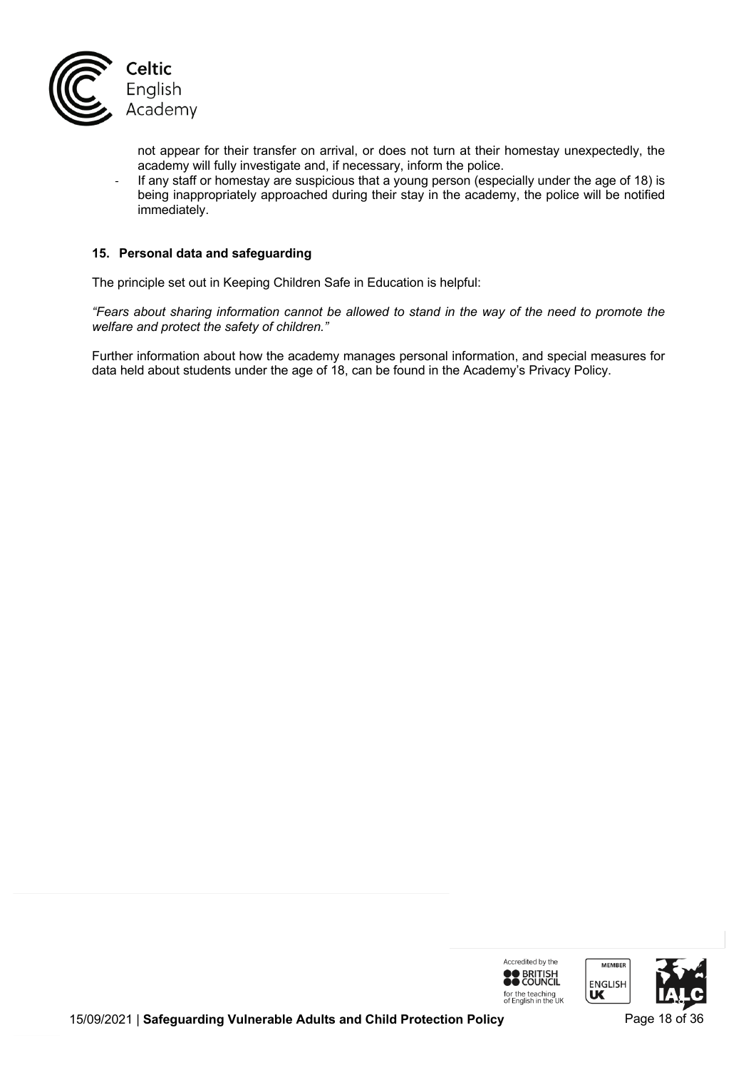not appear for their transfer on arrival, or does not turn at their homestay unexpectedly, the academy will fully investigate and, if necessary, inform the police.

- If any staff or homestay are suspicious that a young person (especially under the age of 18) is being inappropriately approached during their stay in the academy, the police will be notified immediately.

### 15. Personal data and safeguarding

The principle set out in Keeping Children Safe in Education is helpful:

*"Fears about sharing information cannot be allowed to stand in the way of the need to promote the welfare and protect the safety of children."*

Further information about how the academy manages personal information, and special measures for data held about students under the age of 18, can be found in the Academy's Privacy Policy.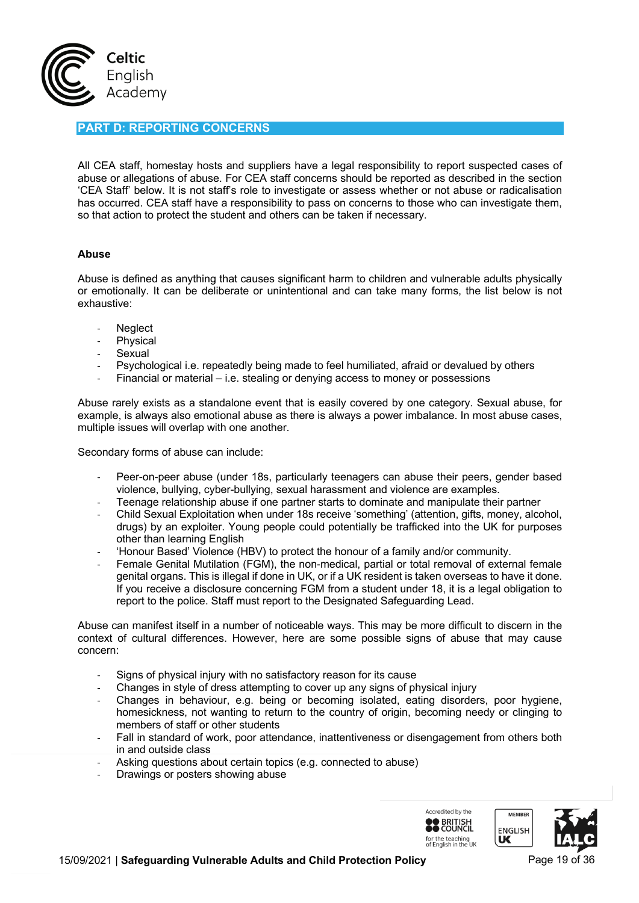## PART D: REPORTING CONCERNS

All CEA staff, homestay hosts and suppliers have a legal responsibility to report suspected cases of abuse or allegations of abuse. For CEA staff concerns should be reported as described in the section 'CEA Staff' below. It is not staff's role to investigate or assess whether or not abuse or radicalisation has occurred. CEA staff have a responsibility to pass on concerns to those who can investigate them, so that action to protect the student and others can be taken if necessary.

**Abuse**

Abuse is defined as anything that causes significant harm to children and vulnerable adults physically or emotionally. It can be deliberate or unintentional and can take many forms, the list below is not exhaustive:

- Neglect
- Physical
- Sexual
- Psychological i.e. repeatedly being made to feel humiliated, afraid or devalued by others
- Financial or material – i.e. stealing or denying access to money or possessions

Abuse rarely exists as a standalone event that is easily covered by one category. Sexual abuse, for example, is always also emotional abuse as there is always a power imbalance. In most abuse cases, multiple issues will overlap with one another.

Secondary forms of abuse can include:

- Peer-on-peer abuse (under 18s, particularly teenagers can abuse their peers, gender based violence, bullying, cyber-bullying, sexual harassment and violence are examples.
- Teenage relationship abuse if one partner starts to dominate and manipulate their partner
- Child Sexual Exploitation when under 18s receive 'something' (attention, gifts, money, alcohol, drugs) by an exploiter. Young people could potentially be trafficked into the UK for purposes other than learning English
- 'Honour Based' Violence (HBV) to protect the honour of a family and/or community.
- Female Genital Mutilation (FGM), the non-medical, partial or total removal of external female genital organs. This is illegal if done in UK, or if a UK resident is taken overseas to have it done. If you receive a disclosure concerning FGM from a student under 18, it is a legal obligation to report to the police. Staff must report to the Designated Safeguarding Lead.

Abuse can manifest itself in a number of noticeable ways. This may be more difficult to discern in the context of cultural differences. However, here are some possible signs of abuse that may cause concern:

- Signs of physical injury with no satisfactory reason for its cause
- Changes in style of dress attempting to cover up any signs of physical injury
- Changes in behaviour, e.g. being or becoming isolated, eating disorders, poor hygiene, homesickness, not wanting to return to the country of origin, becoming needy or clinging to members of staff or other students
- Fall in standard of work, poor attendance, inattentiveness or disengagement from others both in and outside class
- Asking questions about certain topics (e.g. connected to abuse)
- Drawings or posters showing abuse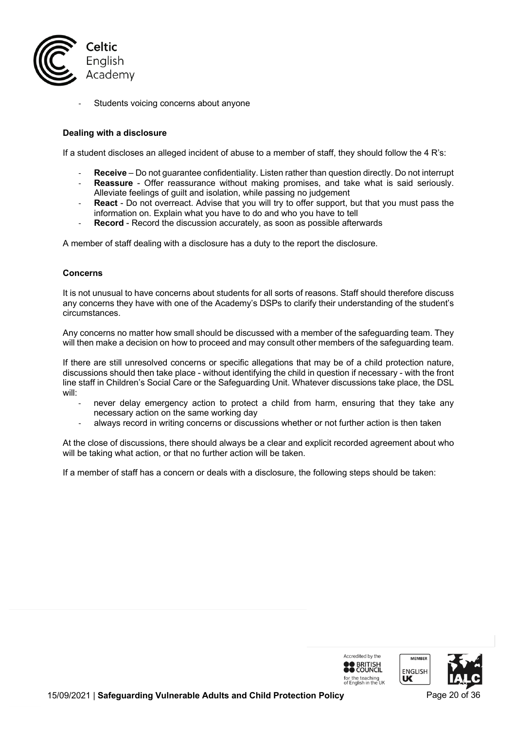- Students voicing concerns about anyone

**Dealing with a disclosure**

If a student discloses an alleged incident of abuse to a member of staff, they should follow the 4 R's:

- **Receive** – Do not guarantee confidentiality. Listen rather than question directly. Do not interrupt
- **Reassure** - Offer reassurance without making promises, and take what is said seriously. Alleviate feelings of guilt and isolation, while passing no judgement
- **React** - Do not overreact. Advise that you will try to offer support, but that you must pass the information on. Explain what you have to do and who you have to tell
- **Record** - Record the discussion accurately, as soon as possible afterwards

A member of staff dealing with a disclosure has a duty to the report the disclosure.

**Concerns**

It is not unusual to have concerns about students for all sorts of reasons. Staff should therefore discuss any concerns they have with one of the Academy's DSPs to clarify their understanding of the student's circumstances.

Any concerns no matter how small should be discussed with a member of the safeguarding team. They will then make a decision on how to proceed and may consult other members of the safeguarding team.

If there are still unresolved concerns or specific allegations that may be of a child protection nature, discussions should then take place - without identifying the child in question if necessary - with the front line staff in Children's Social Care or the Safeguarding Unit. Whatever discussions take place, the DSL will:

- never delay emergency action to protect a child from harm, ensuring that they take any necessary action on the same working day
- always record in writing concerns or discussions whether or not further action is then taken

At the close of discussions, there should always be a clear and explicit recorded agreement about who will be taking what action, or that no further action will be taken.

If a member of staff has a concern or deals with a disclosure, the following steps should be taken: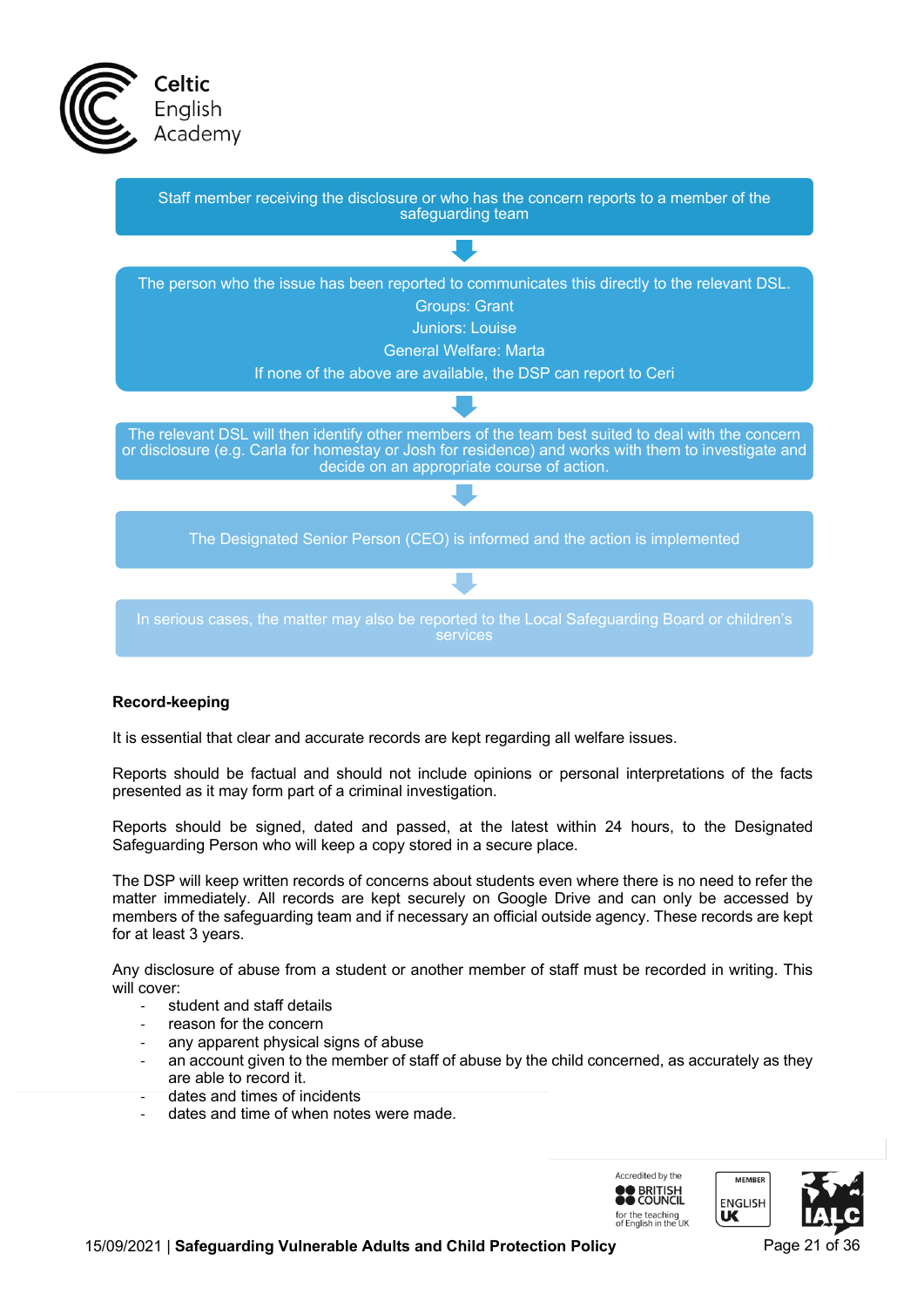Staff member receiving the disclosure or who has the concern reports to a member of the safeguarding team

↓

The person who the issue has been reported to communicates this directly to the relevant DSL.
Groups: Grant
Juniors: Louise
General Welfare: Marta
If none of the above are available, the DSP can report to Ceri

↓

The relevant DSL will then identify other members of the team best suited to deal with the concern or disclosure (e.g. Carla for homestay or Josh for residence) and works with them to investigate and decide on an appropriate course of action.

↓

The Designated Senior Person (CEO) is informed and the action is implemented

↓

In serious cases, the matter may also be reported to the Local Safeguarding Board or children's services

**Record-keeping**

It is essential that clear and accurate records are kept regarding all welfare issues.

Reports should be factual and should not include opinions or personal interpretations of the facts presented as it may form part of a criminal investigation.

Reports should be signed, dated and passed, at the latest within 24 hours, to the Designated Safeguarding Person who will keep a copy stored in a secure place.

The DSP will keep written records of concerns about students even where there is no need to refer the matter immediately. All records are kept securely on Google Drive and can only be accessed by members of the safeguarding team and if necessary an official outside agency. These records are kept for at least 3 years.

Any disclosure of abuse from a student or another member of staff must be recorded in writing. This will cover:

- student and staff details
- reason for the concern
- any apparent physical signs of abuse
- an account given to the member of staff of abuse by the child concerned, as accurately as they are able to record it.
- dates and times of incidents
- dates and time of when notes were made.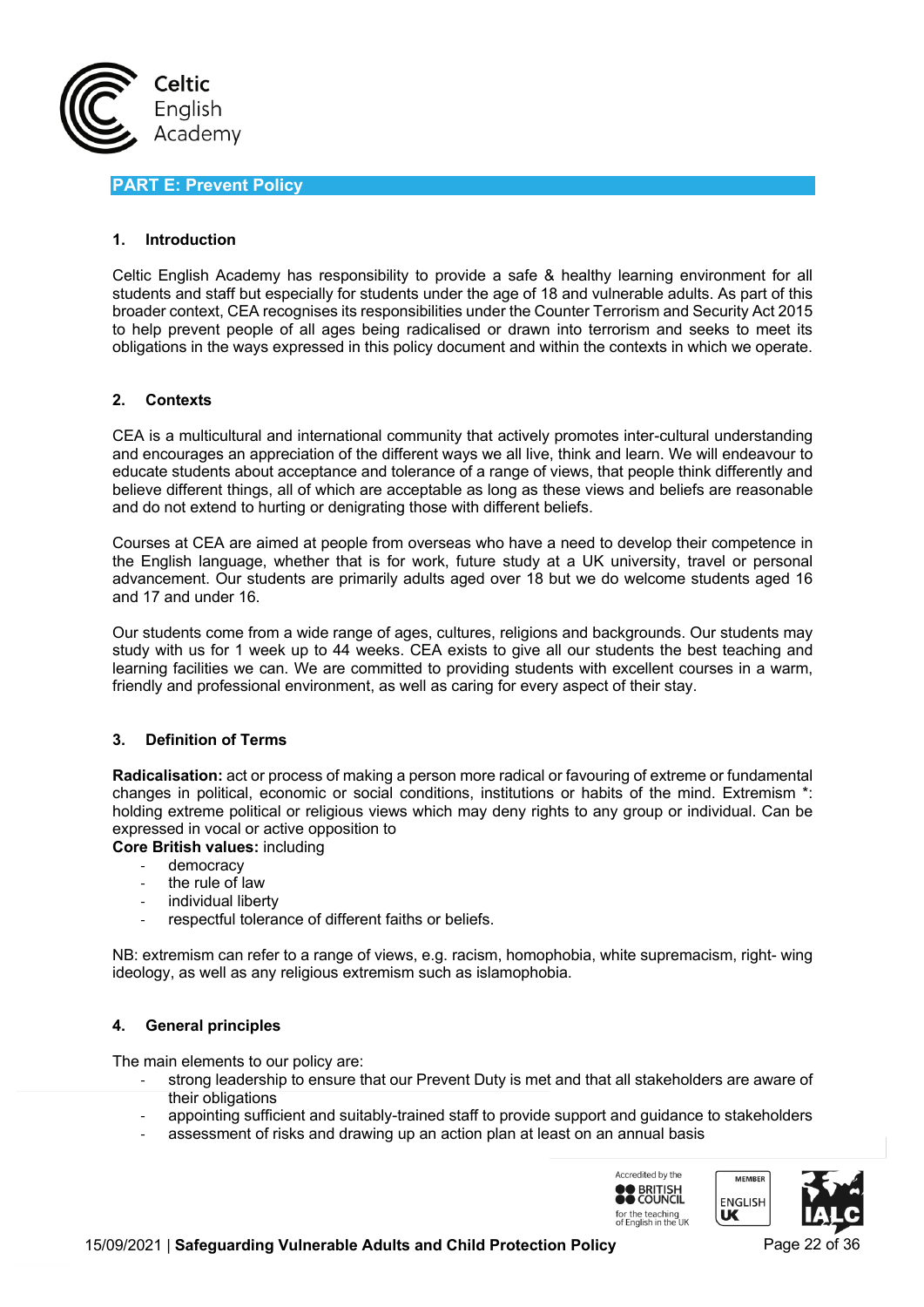## PART E: Prevent Policy

### 1. Introduction

Celtic English Academy has responsibility to provide a safe & healthy learning environment for all students and staff but especially for students under the age of 18 and vulnerable adults. As part of this broader context, CEA recognises its responsibilities under the Counter Terrorism and Security Act 2015 to help prevent people of all ages being radicalised or drawn into terrorism and seeks to meet its obligations in the ways expressed in this policy document and within the contexts in which we operate.

### 2. Contexts

CEA is a multicultural and international community that actively promotes inter-cultural understanding and encourages an appreciation of the different ways we all live, think and learn. We will endeavour to educate students about acceptance and tolerance of a range of views, that people think differently and believe different things, all of which are acceptable as long as these views and beliefs are reasonable and do not extend to hurting or denigrating those with different beliefs.

Courses at CEA are aimed at people from overseas who have a need to develop their competence in the English language, whether that is for work, future study at a UK university, travel or personal advancement. Our students are primarily adults aged over 18 but we do welcome students aged 16 and 17 and under 16.

Our students come from a wide range of ages, cultures, religions and backgrounds. Our students may study with us for 1 week up to 44 weeks. CEA exists to give all our students the best teaching and learning facilities we can. We are committed to providing students with excellent courses in a warm, friendly and professional environment, as well as caring for every aspect of their stay.

### 3. Definition of Terms

**Radicalisation:** act or process of making a person more radical or favouring of extreme or fundamental changes in political, economic or social conditions, institutions or habits of the mind. Extremism *: holding extreme political or religious views which may deny rights to any group or individual. Can be expressed in vocal or active opposition to

**Core British values:** including

- democracy
- the rule of law
- individual liberty
- respectful tolerance of different faiths or beliefs.

NB: extremism can refer to a range of views, e.g. racism, homophobia, white supremacism, right- wing ideology, as well as any religious extremism such as islamophobia.

### 4. General principles

The main elements to our policy are:

- strong leadership to ensure that our Prevent Duty is met and that all stakeholders are aware of their obligations
- appointing sufficient and suitably-trained staff to provide support and guidance to stakeholders
- assessment of risks and drawing up an action plan at least on an annual basis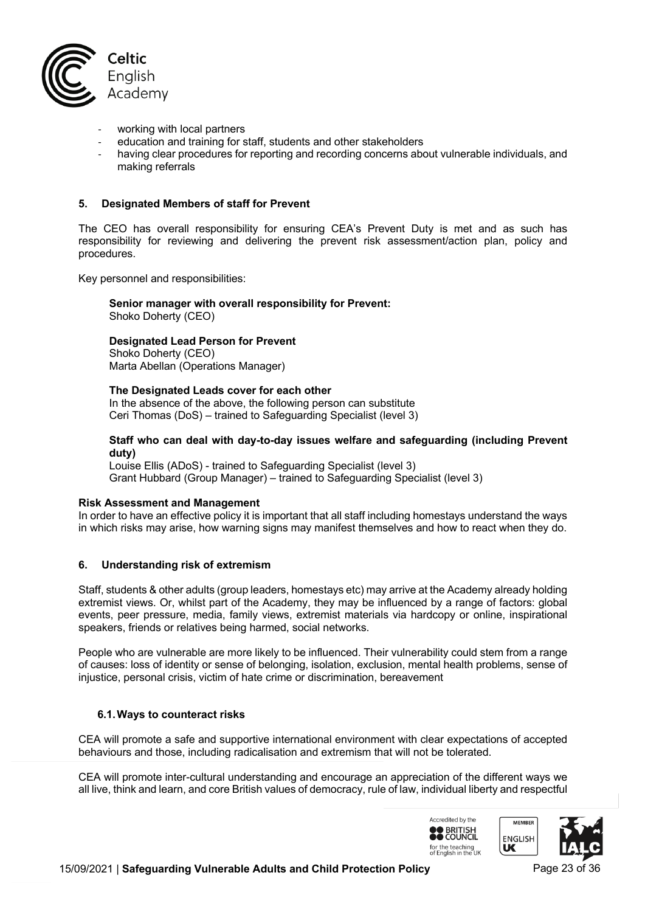- working with local partners
- education and training for staff, students and other stakeholders
- having clear procedures for reporting and recording concerns about vulnerable individuals, and making referrals

## 5. Designated Members of staff for Prevent

The CEO has overall responsibility for ensuring CEA's Prevent Duty is met and as such has responsibility for reviewing and delivering the prevent risk assessment/action plan, policy and procedures.

Key personnel and responsibilities:

**Senior manager with overall responsibility for Prevent:**
Shoko Doherty (CEO)

**Designated Lead Person for Prevent**
Shoko Doherty (CEO)
Marta Abellan (Operations Manager)

**The Designated Leads cover for each other**
In the absence of the above, the following person can substitute
Ceri Thomas (DoS) – trained to Safeguarding Specialist (level 3)

**Staff who can deal with day-to-day issues welfare and safeguarding (including Prevent duty)**
Louise Ellis (ADoS) - trained to Safeguarding Specialist (level 3)
Grant Hubbard (Group Manager) – trained to Safeguarding Specialist (level 3)

**Risk Assessment and Management**
In order to have an effective policy it is important that all staff including homestays understand the ways in which risks may arise, how warning signs may manifest themselves and how to react when they do.

## 6. Understanding risk of extremism

Staff, students & other adults (group leaders, homestays etc) may arrive at the Academy already holding extremist views. Or, whilst part of the Academy, they may be influenced by a range of factors: global events, peer pressure, media, family views, extremist materials via hardcopy or online, inspirational speakers, friends or relatives being harmed, social networks.

People who are vulnerable are more likely to be influenced. Their vulnerability could stem from a range of causes: loss of identity or sense of belonging, isolation, exclusion, mental health problems, sense of injustice, personal crisis, victim of hate crime or discrimination, bereavement

### 6.1. Ways to counteract risks

CEA will promote a safe and supportive international environment with clear expectations of accepted behaviours and those, including radicalisation and extremism that will not be tolerated.

CEA will promote inter-cultural understanding and encourage an appreciation of the different ways we all live, think and learn, and core British values of democracy, rule of law, individual liberty and respectful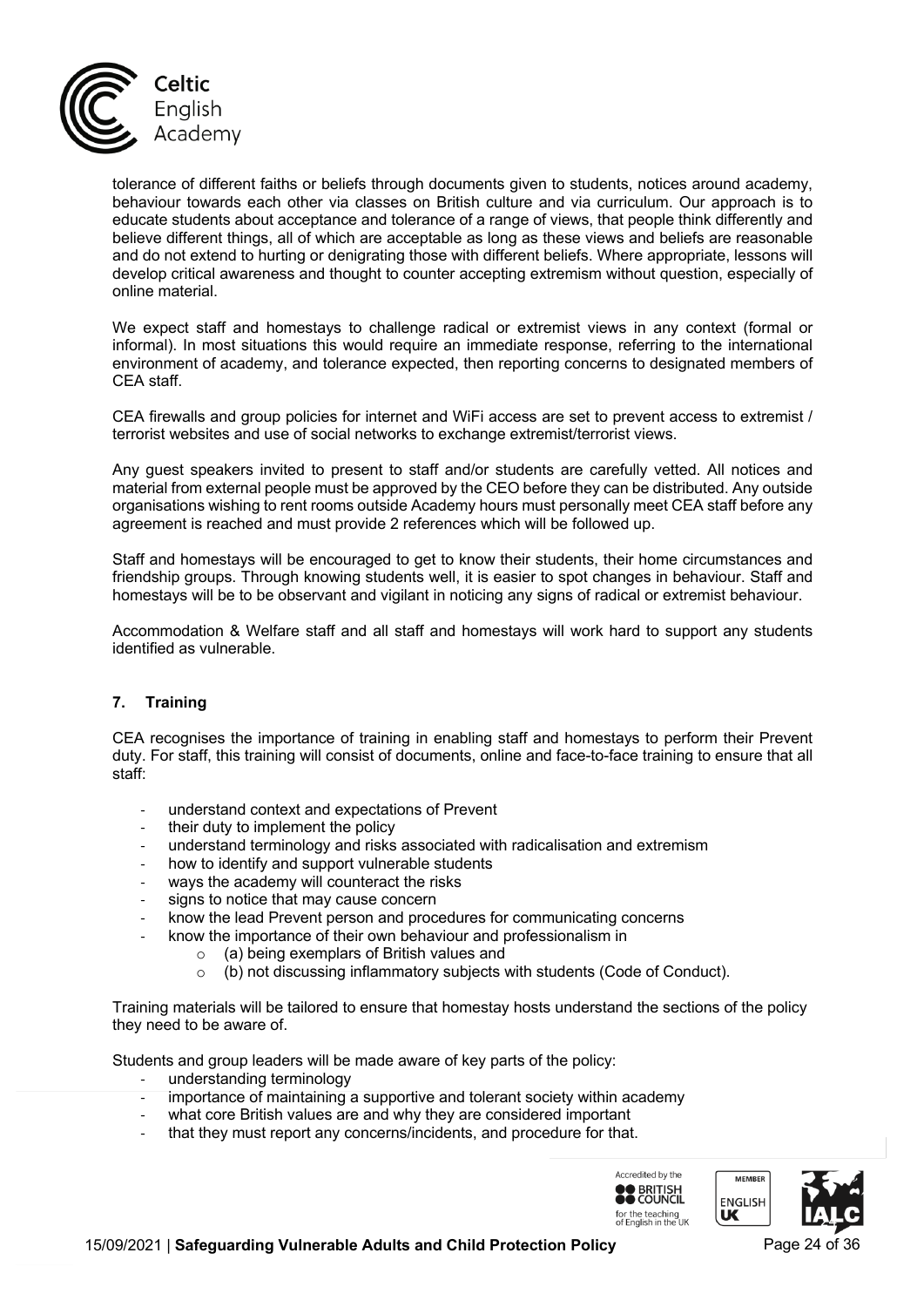tolerance of different faiths or beliefs through documents given to students, notices around academy, behaviour towards each other via classes on British culture and via curriculum. Our approach is to educate students about acceptance and tolerance of a range of views, that people think differently and believe different things, all of which are acceptable as long as these views and beliefs are reasonable and do not extend to hurting or denigrating those with different beliefs. Where appropriate, lessons will develop critical awareness and thought to counter accepting extremism without question, especially of online material.

We expect staff and homestays to challenge radical or extremist views in any context (formal or informal). In most situations this would require an immediate response, referring to the international environment of academy, and tolerance expected, then reporting concerns to designated members of CEA staff.

CEA firewalls and group policies for internet and WiFi access are set to prevent access to extremist / terrorist websites and use of social networks to exchange extremist/terrorist views.

Any guest speakers invited to present to staff and/or students are carefully vetted. All notices and material from external people must be approved by the CEO before they can be distributed. Any outside organisations wishing to rent rooms outside Academy hours must personally meet CEA staff before any agreement is reached and must provide 2 references which will be followed up.

Staff and homestays will be encouraged to get to know their students, their home circumstances and friendship groups. Through knowing students well, it is easier to spot changes in behaviour. Staff and homestays will be to be observant and vigilant in noticing any signs of radical or extremist behaviour.

Accommodation & Welfare staff and all staff and homestays will work hard to support any students identified as vulnerable.

## 7. Training

CEA recognises the importance of training in enabling staff and homestays to perform their Prevent duty. For staff, this training will consist of documents, online and face-to-face training to ensure that all staff:

- understand context and expectations of Prevent
- their duty to implement the policy
- understand terminology and risks associated with radicalisation and extremism
- how to identify and support vulnerable students
- ways the academy will counteract the risks
- signs to notice that may cause concern
- know the lead Prevent person and procedures for communicating concerns
- know the importance of their own behaviour and professionalism in
  - (a) being exemplars of British values and
  - (b) not discussing inflammatory subjects with students (Code of Conduct).

Training materials will be tailored to ensure that homestay hosts understand the sections of the policy they need to be aware of.

Students and group leaders will be made aware of key parts of the policy:

- understanding terminology
- importance of maintaining a supportive and tolerant society within academy
- what core British values are and why they are considered important
- that they must report any concerns/incidents, and procedure for that.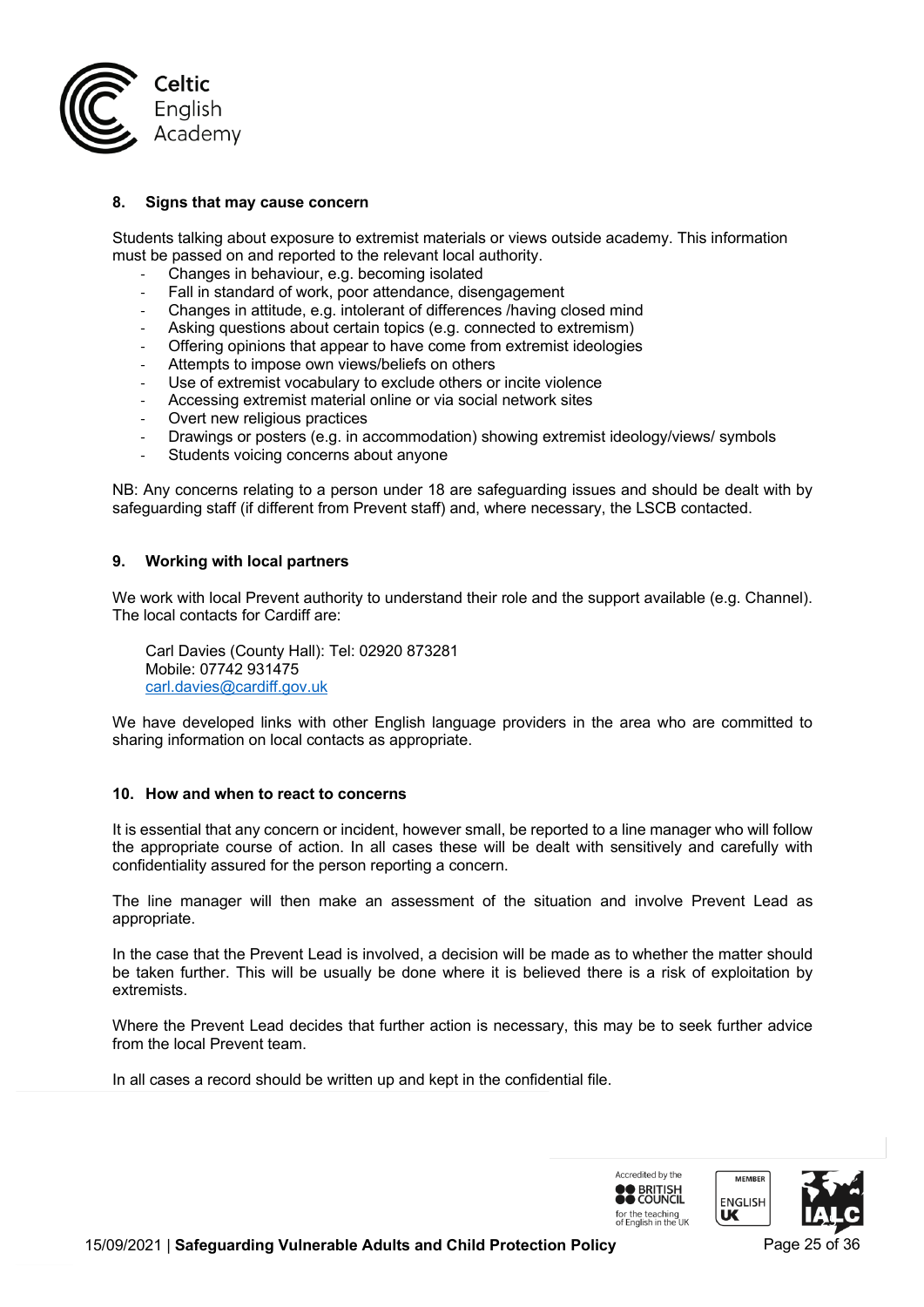## 8. Signs that may cause concern

Students talking about exposure to extremist materials or views outside academy. This information must be passed on and reported to the relevant local authority.

- Changes in behaviour, e.g. becoming isolated
- Fall in standard of work, poor attendance, disengagement
- Changes in attitude, e.g. intolerant of differences /having closed mind
- Asking questions about certain topics (e.g. connected to extremism)
- Offering opinions that appear to have come from extremist ideologies
- Attempts to impose own views/beliefs on others
- Use of extremist vocabulary to exclude others or incite violence
- Accessing extremist material online or via social network sites
- Overt new religious practices
- Drawings or posters (e.g. in accommodation) showing extremist ideology/views/ symbols
- Students voicing concerns about anyone

NB: Any concerns relating to a person under 18 are safeguarding issues and should be dealt with by safeguarding staff (if different from Prevent staff) and, where necessary, the LSCB contacted.

## 9. Working with local partners

We work with local Prevent authority to understand their role and the support available (e.g. Channel). The local contacts for Cardiff are:

Carl Davies (County Hall): Tel: 02920 873281
Mobile: 07742 931475
carl.davies@cardiff.gov.uk

We have developed links with other English language providers in the area who are committed to sharing information on local contacts as appropriate.

## 10. How and when to react to concerns

It is essential that any concern or incident, however small, be reported to a line manager who will follow the appropriate course of action. In all cases these will be dealt with sensitively and carefully with confidentiality assured for the person reporting a concern.

The line manager will then make an assessment of the situation and involve Prevent Lead as appropriate.

In the case that the Prevent Lead is involved, a decision will be made as to whether the matter should be taken further. This will be usually be done where it is believed there is a risk of exploitation by extremists.

Where the Prevent Lead decides that further action is necessary, this may be to seek further advice from the local Prevent team.

In all cases a record should be written up and kept in the confidential file.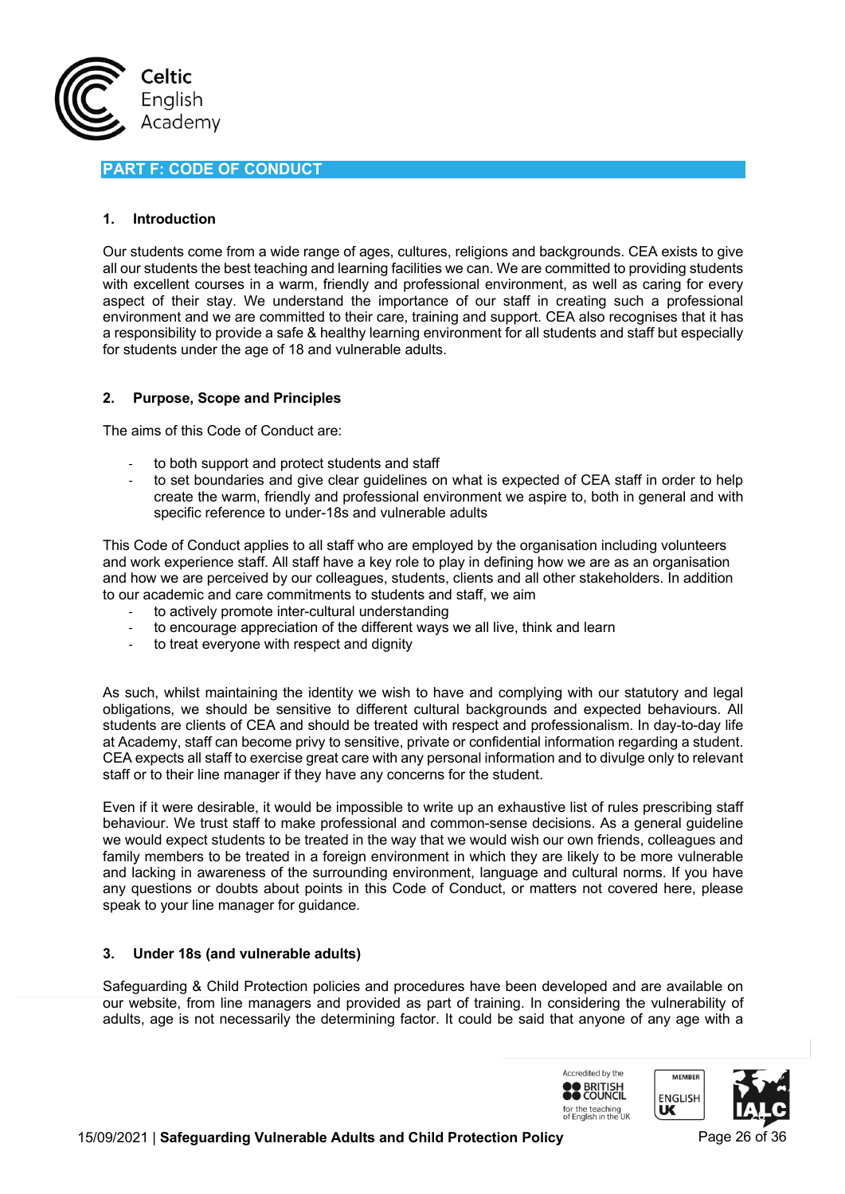## PART F: CODE OF CONDUCT

### 1. Introduction

Our students come from a wide range of ages, cultures, religions and backgrounds. CEA exists to give all our students the best teaching and learning facilities we can. We are committed to providing students with excellent courses in a warm, friendly and professional environment, as well as caring for every aspect of their stay. We understand the importance of our staff in creating such a professional environment and we are committed to their care, training and support. CEA also recognises that it has a responsibility to provide a safe & healthy learning environment for all students and staff but especially for students under the age of 18 and vulnerable adults.

### 2. Purpose, Scope and Principles

The aims of this Code of Conduct are:

- to both support and protect students and staff
- to set boundaries and give clear guidelines on what is expected of CEA staff in order to help create the warm, friendly and professional environment we aspire to, both in general and with specific reference to under-18s and vulnerable adults

This Code of Conduct applies to all staff who are employed by the organisation including volunteers and work experience staff. All staff have a key role to play in defining how we are as an organisation and how we are perceived by our colleagues, students, clients and all other stakeholders. In addition to our academic and care commitments to students and staff, we aim

- to actively promote inter-cultural understanding
- to encourage appreciation of the different ways we all live, think and learn
- to treat everyone with respect and dignity

As such, whilst maintaining the identity we wish to have and complying with our statutory and legal obligations, we should be sensitive to different cultural backgrounds and expected behaviours. All students are clients of CEA and should be treated with respect and professionalism. In day-to-day life at Academy, staff can become privy to sensitive, private or confidential information regarding a student. CEA expects all staff to exercise great care with any personal information and to divulge only to relevant staff or to their line manager if they have any concerns for the student.

Even if it were desirable, it would be impossible to write up an exhaustive list of rules prescribing staff behaviour. We trust staff to make professional and common-sense decisions. As a general guideline we would expect students to be treated in the way that we would wish our own friends, colleagues and family members to be treated in a foreign environment in which they are likely to be more vulnerable and lacking in awareness of the surrounding environment, language and cultural norms. If you have any questions or doubts about points in this Code of Conduct, or matters not covered here, please speak to your line manager for guidance.

### 3. Under 18s (and vulnerable adults)

Safeguarding & Child Protection policies and procedures have been developed and are available on our website, from line managers and provided as part of training. In considering the vulnerability of adults, age is not necessarily the determining factor. It could be said that anyone of any age with a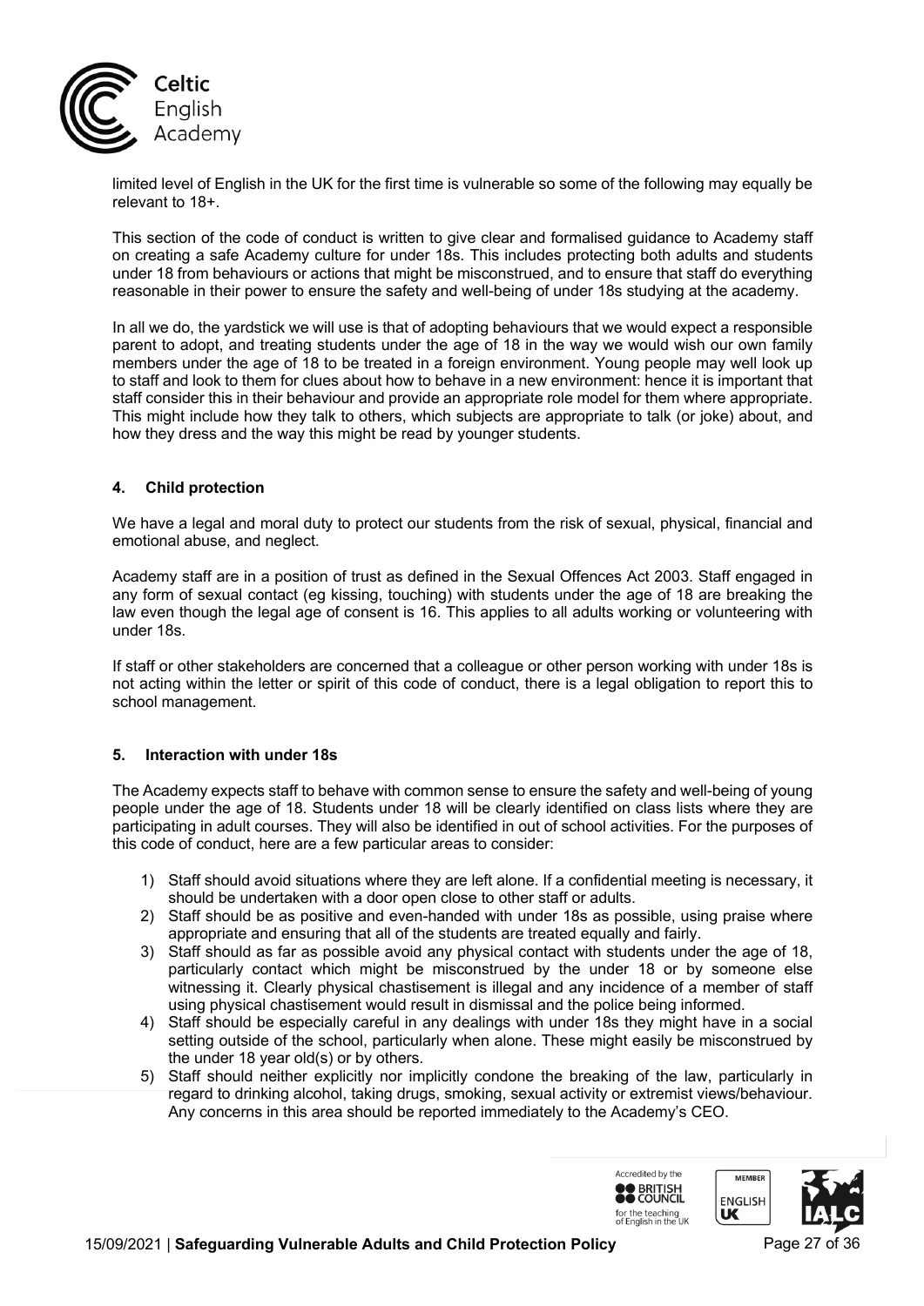limited level of English in the UK for the first time is vulnerable so some of the following may equally be relevant to 18+.

This section of the code of conduct is written to give clear and formalised guidance to Academy staff on creating a safe Academy culture for under 18s. This includes protecting both adults and students under 18 from behaviours or actions that might be misconstrued, and to ensure that staff do everything reasonable in their power to ensure the safety and well-being of under 18s studying at the academy.

In all we do, the yardstick we will use is that of adopting behaviours that we would expect a responsible parent to adopt, and treating students under the age of 18 in the way we would wish our own family members under the age of 18 to be treated in a foreign environment. Young people may well look up to staff and look to them for clues about how to behave in a new environment: hence it is important that staff consider this in their behaviour and provide an appropriate role model for them where appropriate. This might include how they talk to others, which subjects are appropriate to talk (or joke) about, and how they dress and the way this might be read by younger students.

## 4. Child protection

We have a legal and moral duty to protect our students from the risk of sexual, physical, financial and emotional abuse, and neglect.

Academy staff are in a position of trust as defined in the Sexual Offences Act 2003. Staff engaged in any form of sexual contact (eg kissing, touching) with students under the age of 18 are breaking the law even though the legal age of consent is 16. This applies to all adults working or volunteering with under 18s.

If staff or other stakeholders are concerned that a colleague or other person working with under 18s is not acting within the letter or spirit of this code of conduct, there is a legal obligation to report this to school management.

## 5. Interaction with under 18s

The Academy expects staff to behave with common sense to ensure the safety and well-being of young people under the age of 18. Students under 18 will be clearly identified on class lists where they are participating in adult courses. They will also be identified in out of school activities. For the purposes of this code of conduct, here are a few particular areas to consider:

1) Staff should avoid situations where they are left alone. If a confidential meeting is necessary, it should be undertaken with a door open close to other staff or adults.
2) Staff should be as positive and even-handed with under 18s as possible, using praise where appropriate and ensuring that all of the students are treated equally and fairly.
3) Staff should as far as possible avoid any physical contact with students under the age of 18, particularly contact which might be misconstrued by the under 18 or by someone else witnessing it. Clearly physical chastisement is illegal and any incidence of a member of staff using physical chastisement would result in dismissal and the police being informed.
4) Staff should be especially careful in any dealings with under 18s they might have in a social setting outside of the school, particularly when alone. These might easily be misconstrued by the under 18 year old(s) or by others.
5) Staff should neither explicitly nor implicitly condone the breaking of the law, particularly in regard to drinking alcohol, taking drugs, smoking, sexual activity or extremist views/behaviour. Any concerns in this area should be reported immediately to the Academy's CEO.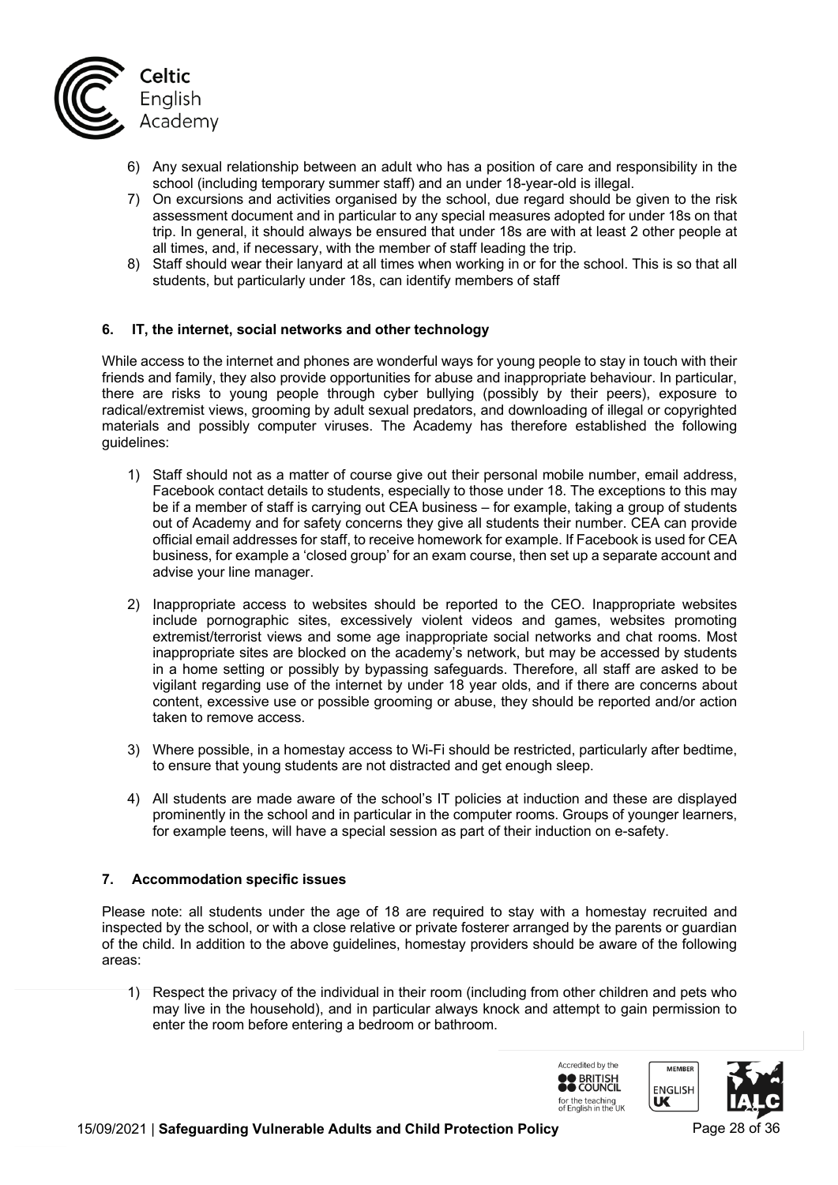6) Any sexual relationship between an adult who has a position of care and responsibility in the school (including temporary summer staff) and an under 18-year-old is illegal.
7) On excursions and activities organised by the school, due regard should be given to the risk assessment document and in particular to any special measures adopted for under 18s on that trip. In general, it should always be ensured that under 18s are with at least 2 other people at all times, and, if necessary, with the member of staff leading the trip.
8) Staff should wear their lanyard at all times when working in or for the school. This is so that all students, but particularly under 18s, can identify members of staff

## 6. IT, the internet, social networks and other technology

While access to the internet and phones are wonderful ways for young people to stay in touch with their friends and family, they also provide opportunities for abuse and inappropriate behaviour. In particular, there are risks to young people through cyber bullying (possibly by their peers), exposure to radical/extremist views, grooming by adult sexual predators, and downloading of illegal or copyrighted materials and possibly computer viruses. The Academy has therefore established the following guidelines:

1) Staff should not as a matter of course give out their personal mobile number, email address, Facebook contact details to students, especially to those under 18. The exceptions to this may be if a member of staff is carrying out CEA business – for example, taking a group of students out of Academy and for safety concerns they give all students their number. CEA can provide official email addresses for staff, to receive homework for example. If Facebook is used for CEA business, for example a 'closed group' for an exam course, then set up a separate account and advise your line manager.

2) Inappropriate access to websites should be reported to the CEO. Inappropriate websites include pornographic sites, excessively violent videos and games, websites promoting extremist/terrorist views and some age inappropriate social networks and chat rooms. Most inappropriate sites are blocked on the academy's network, but may be accessed by students in a home setting or possibly by bypassing safeguards. Therefore, all staff are asked to be vigilant regarding use of the internet by under 18 year olds, and if there are concerns about content, excessive use or possible grooming or abuse, they should be reported and/or action taken to remove access.

3) Where possible, in a homestay access to Wi-Fi should be restricted, particularly after bedtime, to ensure that young students are not distracted and get enough sleep.

4) All students are made aware of the school's IT policies at induction and these are displayed prominently in the school and in particular in the computer rooms. Groups of younger learners, for example teens, will have a special session as part of their induction on e-safety.

## 7. Accommodation specific issues

Please note: all students under the age of 18 are required to stay with a homestay recruited and inspected by the school, or with a close relative or private fosterer arranged by the parents or guardian of the child. In addition to the above guidelines, homestay providers should be aware of the following areas:

1) Respect the privacy of the individual in their room (including from other children and pets who may live in the household), and in particular always knock and attempt to gain permission to enter the room before entering a bedroom or bathroom.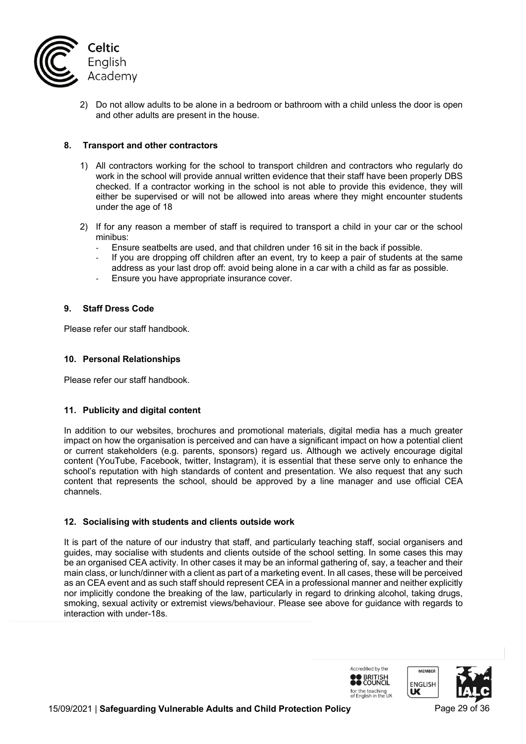2) Do not allow adults to be alone in a bedroom or bathroom with a child unless the door is open and other adults are present in the house.

### 8. Transport and other contractors

1) All contractors working for the school to transport children and contractors who regularly do work in the school will provide annual written evidence that their staff have been properly DBS checked. If a contractor working in the school is not able to provide this evidence, they will either be supervised or will not be allowed into areas where they might encounter students under the age of 18

2) If for any reason a member of staff is required to transport a child in your car or the school minibus:
   - Ensure seatbelts are used, and that children under 16 sit in the back if possible.
   - If you are dropping off children after an event, try to keep a pair of students at the same address as your last drop off: avoid being alone in a car with a child as far as possible.
   - Ensure you have appropriate insurance cover.

### 9. Staff Dress Code

Please refer our staff handbook.

### 10. Personal Relationships

Please refer our staff handbook.

### 11. Publicity and digital content

In addition to our websites, brochures and promotional materials, digital media has a much greater impact on how the organisation is perceived and can have a significant impact on how a potential client or current stakeholders (e.g. parents, sponsors) regard us. Although we actively encourage digital content (YouTube, Facebook, twitter, Instagram), it is essential that these serve only to enhance the school's reputation with high standards of content and presentation. We also request that any such content that represents the school, should be approved by a line manager and use official CEA channels.

### 12. Socialising with students and clients outside work

It is part of the nature of our industry that staff, and particularly teaching staff, social organisers and guides, may socialise with students and clients outside of the school setting. In some cases this may be an organised CEA activity. In other cases it may be an informal gathering of, say, a teacher and their main class, or lunch/dinner with a client as part of a marketing event. In all cases, these will be perceived as an CEA event and as such staff should represent CEA in a professional manner and neither explicitly nor implicitly condone the breaking of the law, particularly in regard to drinking alcohol, taking drugs, smoking, sexual activity or extremist views/behaviour. Please see above for guidance with regards to interaction with under-18s.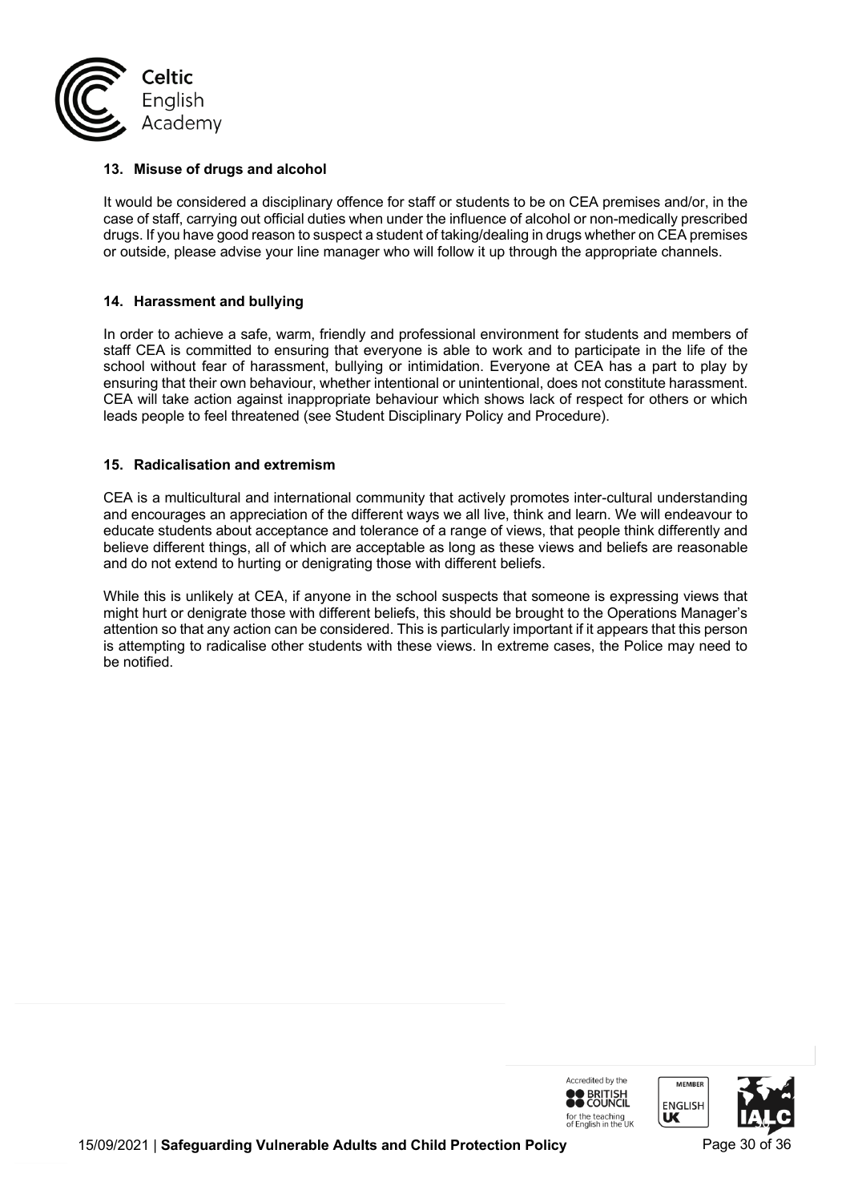### 13. Misuse of drugs and alcohol

It would be considered a disciplinary offence for staff or students to be on CEA premises and/or, in the case of staff, carrying out official duties when under the influence of alcohol or non-medically prescribed drugs. If you have good reason to suspect a student of taking/dealing in drugs whether on CEA premises or outside, please advise your line manager who will follow it up through the appropriate channels.

### 14. Harassment and bullying

In order to achieve a safe, warm, friendly and professional environment for students and members of staff CEA is committed to ensuring that everyone is able to work and to participate in the life of the school without fear of harassment, bullying or intimidation. Everyone at CEA has a part to play by ensuring that their own behaviour, whether intentional or unintentional, does not constitute harassment. CEA will take action against inappropriate behaviour which shows lack of respect for others or which leads people to feel threatened (see Student Disciplinary Policy and Procedure).

### 15. Radicalisation and extremism

CEA is a multicultural and international community that actively promotes inter-cultural understanding and encourages an appreciation of the different ways we all live, think and learn. We will endeavour to educate students about acceptance and tolerance of a range of views, that people think differently and believe different things, all of which are acceptable as long as these views and beliefs are reasonable and do not extend to hurting or denigrating those with different beliefs.

While this is unlikely at CEA, if anyone in the school suspects that someone is expressing views that might hurt or denigrate those with different beliefs, this should be brought to the Operations Manager's attention so that any action can be considered. This is particularly important if it appears that this person is attempting to radicalise other students with these views. In extreme cases, the Police may need to be notified.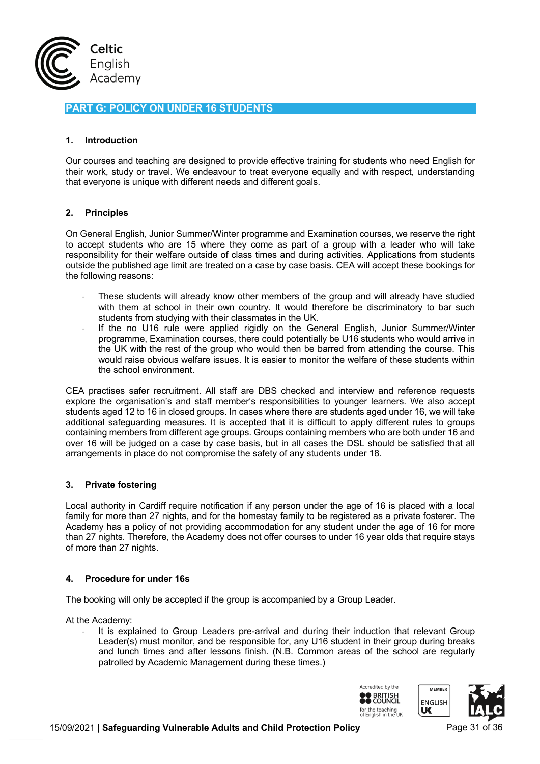## PART G: POLICY ON UNDER 16 STUDENTS

### 1. Introduction

Our courses and teaching are designed to provide effective training for students who need English for their work, study or travel. We endeavour to treat everyone equally and with respect, understanding that everyone is unique with different needs and different goals.

### 2. Principles

On General English, Junior Summer/Winter programme and Examination courses, we reserve the right to accept students who are 15 where they come as part of a group with a leader who will take responsibility for their welfare outside of class times and during activities. Applications from students outside the published age limit are treated on a case by case basis. CEA will accept these bookings for the following reasons:

- These students will already know other members of the group and will already have studied with them at school in their own country. It would therefore be discriminatory to bar such students from studying with their classmates in the UK.
- If the no U16 rule were applied rigidly on the General English, Junior Summer/Winter programme, Examination courses, there could potentially be U16 students who would arrive in the UK with the rest of the group who would then be barred from attending the course. This would raise obvious welfare issues. It is easier to monitor the welfare of these students within the school environment.

CEA practises safer recruitment. All staff are DBS checked and interview and reference requests explore the organisation's and staff member's responsibilities to younger learners. We also accept students aged 12 to 16 in closed groups. In cases where there are students aged under 16, we will take additional safeguarding measures. It is accepted that it is difficult to apply different rules to groups containing members from different age groups. Groups containing members who are both under 16 and over 16 will be judged on a case by case basis, but in all cases the DSL should be satisfied that all arrangements in place do not compromise the safety of any students under 18.

### 3. Private fostering

Local authority in Cardiff require notification if any person under the age of 16 is placed with a local family for more than 27 nights, and for the homestay family to be registered as a private fosterer. The Academy has a policy of not providing accommodation for any student under the age of 16 for more than 27 nights. Therefore, the Academy does not offer courses to under 16 year olds that require stays of more than 27 nights.

### 4. Procedure for under 16s

The booking will only be accepted if the group is accompanied by a Group Leader.

At the Academy:

- It is explained to Group Leaders pre-arrival and during their induction that relevant Group Leader(s) must monitor, and be responsible for, any U16 student in their group during breaks and lunch times and after lessons finish. (N.B. Common areas of the school are regularly patrolled by Academic Management during these times.)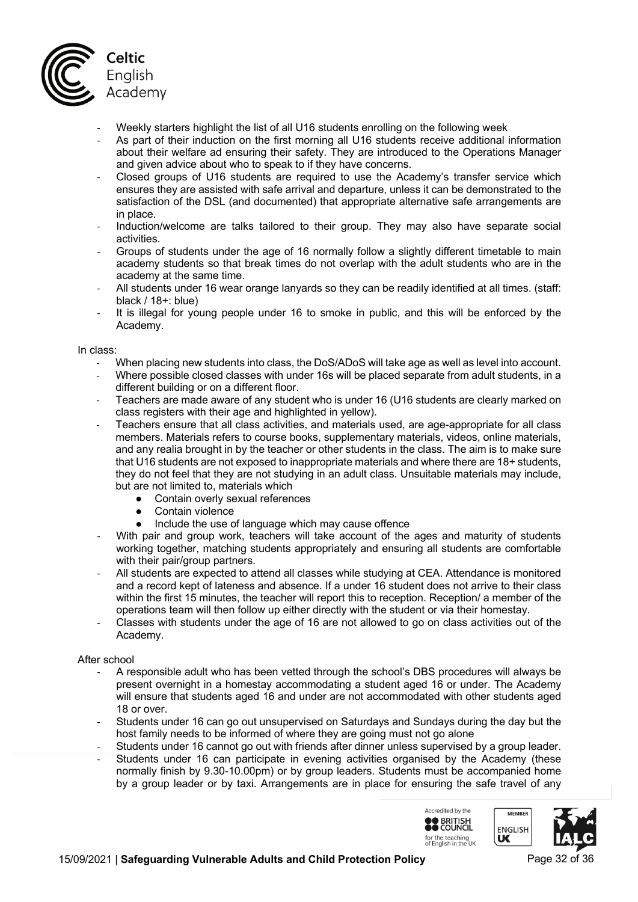- Weekly starters highlight the list of all U16 students enrolling on the following week
- As part of their induction on the first morning all U16 students receive additional information about their welfare ad ensuring their safety. They are introduced to the Operations Manager and given advice about who to speak to if they have concerns.
- Closed groups of U16 students are required to use the Academy's transfer service which ensures they are assisted with safe arrival and departure, unless it can be demonstrated to the satisfaction of the DSL (and documented) that appropriate alternative safe arrangements are in place.
- Induction/welcome are talks tailored to their group. They may also have separate social activities.
- Groups of students under the age of 16 normally follow a slightly different timetable to main academy students so that break times do not overlap with the adult students who are in the academy at the same time.
- All students under 16 wear orange lanyards so they can be readily identified at all times. (staff: black / 18+: blue)
- It is illegal for young people under 16 to smoke in public, and this will be enforced by the Academy.

In class:

- When placing new students into class, the DoS/ADoS will take age as well as level into account.
- Where possible closed classes with under 16s will be placed separate from adult students, in a different building or on a different floor.
- Teachers are made aware of any student who is under 16 (U16 students are clearly marked on class registers with their age and highlighted in yellow).
- Teachers ensure that all class activities, and materials used, are age-appropriate for all class members. Materials refers to course books, supplementary materials, videos, online materials, and any realia brought in by the teacher or other students in the class. The aim is to make sure that U16 students are not exposed to inappropriate materials and where there are 18+ students, they do not feel that they are not studying in an adult class. Unsuitable materials may include, but are not limited to, materials which
    - Contain overly sexual references
    - Contain violence
    - Include the use of language which may cause offence
- With pair and group work, teachers will take account of the ages and maturity of students working together, matching students appropriately and ensuring all students are comfortable with their pair/group partners.
- All students are expected to attend all classes while studying at CEA. Attendance is monitored and a record kept of lateness and absence. If a under 16 student does not arrive to their class within the first 15 minutes, the teacher will report this to reception. Reception/ a member of the operations team will then follow up either directly with the student or via their homestay.
- Classes with students under the age of 16 are not allowed to go on class activities out of the Academy.

After school

- A responsible adult who has been vetted through the school's DBS procedures will always be present overnight in a homestay accommodating a student aged 16 or under. The Academy will ensure that students aged 16 and under are not accommodated with other students aged 18 or over.
- Students under 16 can go out unsupervised on Saturdays and Sundays during the day but the host family needs to be informed of where they are going must not go alone
- Students under 16 cannot go out with friends after dinner unless supervised by a group leader.
- Students under 16 can participate in evening activities organised by the Academy (these normally finish by 9.30-10.00pm) or by group leaders. Students must be accompanied home by a group leader or by taxi. Arrangements are in place for ensuring the safe travel of any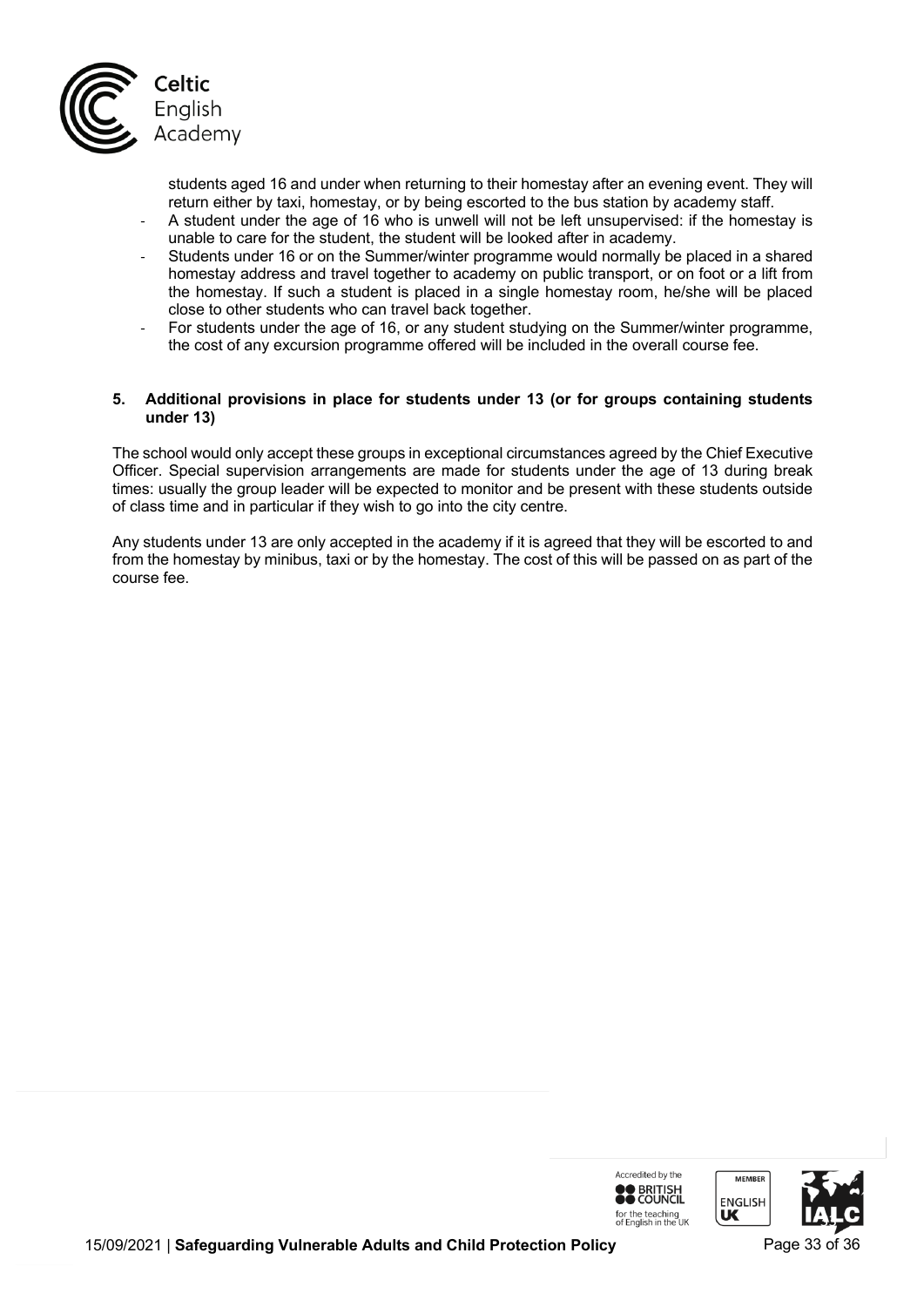students aged 16 and under when returning to their homestay after an evening event. They will return either by taxi, homestay, or by being escorted to the bus station by academy staff.

- A student under the age of 16 who is unwell will not be left unsupervised: if the homestay is unable to care for the student, the student will be looked after in academy.
- Students under 16 or on the Summer/winter programme would normally be placed in a shared homestay address and travel together to academy on public transport, or on foot or a lift from the homestay. If such a student is placed in a single homestay room, he/she will be placed close to other students who can travel back together.
- For students under the age of 16, or any student studying on the Summer/winter programme, the cost of any excursion programme offered will be included in the overall course fee.

**5. Additional provisions in place for students under 13 (or for groups containing students under 13)**

The school would only accept these groups in exceptional circumstances agreed by the Chief Executive Officer. Special supervision arrangements are made for students under the age of 13 during break times: usually the group leader will be expected to monitor and be present with these students outside of class time and in particular if they wish to go into the city centre.

Any students under 13 are only accepted in the academy if it is agreed that they will be escorted to and from the homestay by minibus, taxi or by the homestay. The cost of this will be passed on as part of the course fee.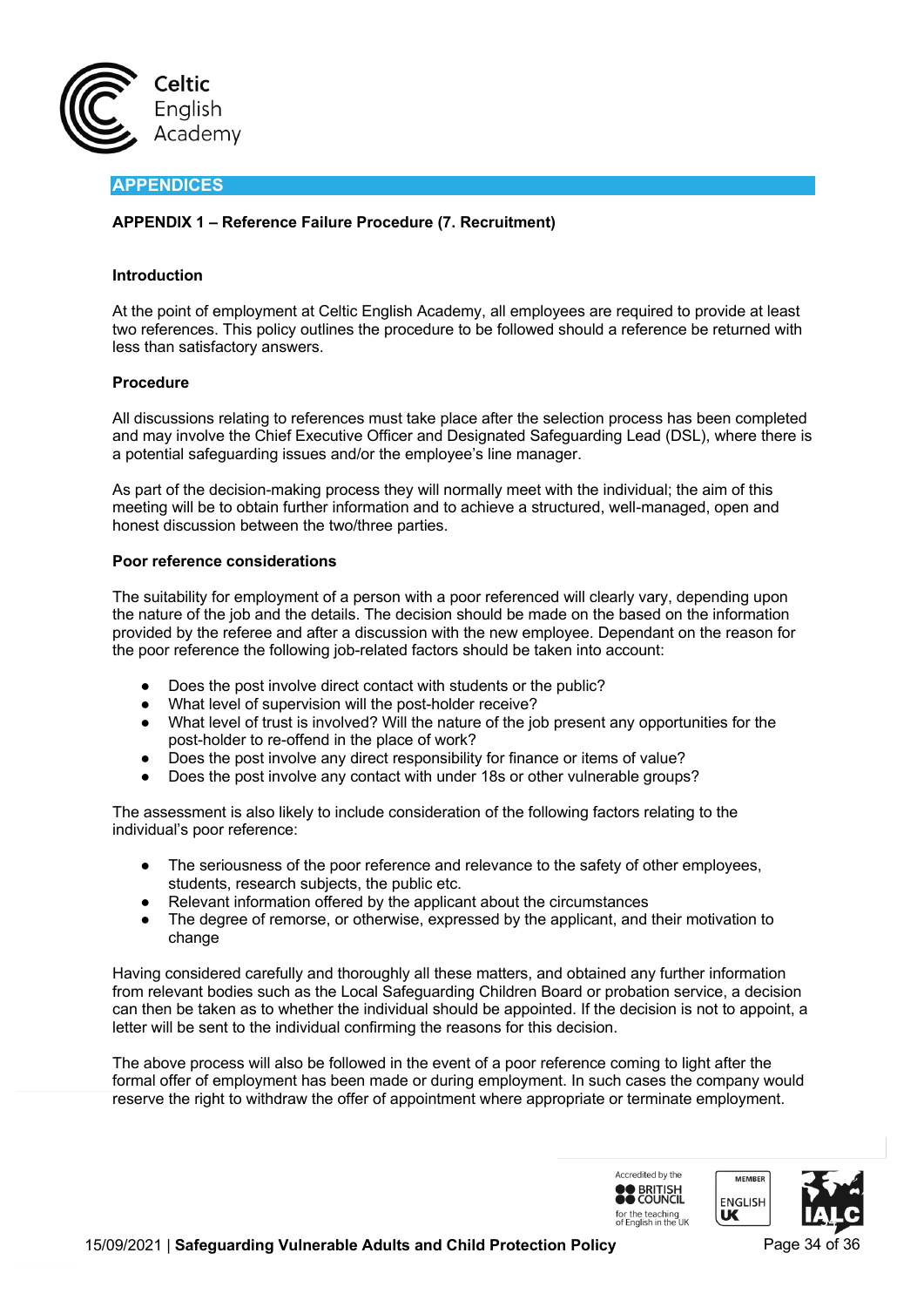## APPENDICES

### APPENDIX 1 – Reference Failure Procedure (7. Recruitment)

**Introduction**

At the point of employment at Celtic English Academy, all employees are required to provide at least two references. This policy outlines the procedure to be followed should a reference be returned with less than satisfactory answers.

**Procedure**

All discussions relating to references must take place after the selection process has been completed and may involve the Chief Executive Officer and Designated Safeguarding Lead (DSL), where there is a potential safeguarding issues and/or the employee's line manager.

As part of the decision-making process they will normally meet with the individual; the aim of this meeting will be to obtain further information and to achieve a structured, well-managed, open and honest discussion between the two/three parties.

**Poor reference considerations**

The suitability for employment of a person with a poor referenced will clearly vary, depending upon the nature of the job and the details. The decision should be made on the based on the information provided by the referee and after a discussion with the new employee. Dependant on the reason for the poor reference the following job-related factors should be taken into account:

- Does the post involve direct contact with students or the public?
- What level of supervision will the post-holder receive?
- What level of trust is involved? Will the nature of the job present any opportunities for the post-holder to re-offend in the place of work?
- Does the post involve any direct responsibility for finance or items of value?
- Does the post involve any contact with under 18s or other vulnerable groups?

The assessment is also likely to include consideration of the following factors relating to the individual's poor reference:

- The seriousness of the poor reference and relevance to the safety of other employees, students, research subjects, the public etc.
- Relevant information offered by the applicant about the circumstances
- The degree of remorse, or otherwise, expressed by the applicant, and their motivation to change

Having considered carefully and thoroughly all these matters, and obtained any further information from relevant bodies such as the Local Safeguarding Children Board or probation service, a decision can then be taken as to whether the individual should be appointed. If the decision is not to appoint, a letter will be sent to the individual confirming the reasons for this decision.

The above process will also be followed in the event of a poor reference coming to light after the formal offer of employment has been made or during employment. In such cases the company would reserve the right to withdraw the offer of appointment where appropriate or terminate employment.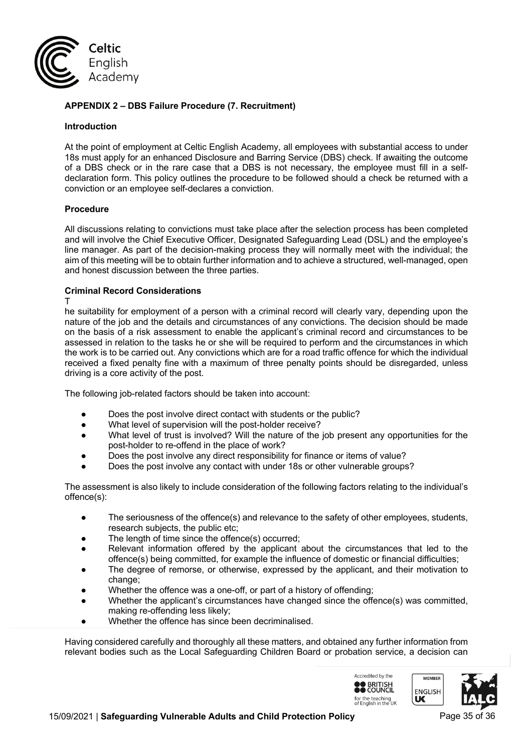## APPENDIX 2 – DBS Failure Procedure (7. Recruitment)

### Introduction

At the point of employment at Celtic English Academy, all employees with substantial access to under 18s must apply for an enhanced Disclosure and Barring Service (DBS) check. If awaiting the outcome of a DBS check or in the rare case that a DBS is not necessary, the employee must fill in a self-declaration form. This policy outlines the procedure to be followed should a check be returned with a conviction or an employee self-declares a conviction.

### Procedure

All discussions relating to convictions must take place after the selection process has been completed and will involve the Chief Executive Officer, Designated Safeguarding Lead (DSL) and the employee's line manager. As part of the decision-making process they will normally meet with the individual; the aim of this meeting will be to obtain further information and to achieve a structured, well-managed, open and honest discussion between the three parties.

### Criminal Record Considerations

The suitability for employment of a person with a criminal record will clearly vary, depending upon the nature of the job and the details and circumstances of any convictions. The decision should be made on the basis of a risk assessment to enable the applicant's criminal record and circumstances to be assessed in relation to the tasks he or she will be required to perform and the circumstances in which the work is to be carried out. Any convictions which are for a road traffic offence for which the individual received a fixed penalty fine with a maximum of three penalty points should be disregarded, unless driving is a core activity of the post.

The following job-related factors should be taken into account:

- Does the post involve direct contact with students or the public?
- What level of supervision will the post-holder receive?
- What level of trust is involved? Will the nature of the job present any opportunities for the post-holder to re-offend in the place of work?
- Does the post involve any direct responsibility for finance or items of value?
- Does the post involve any contact with under 18s or other vulnerable groups?

The assessment is also likely to include consideration of the following factors relating to the individual's offence(s):

- The seriousness of the offence(s) and relevance to the safety of other employees, students, research subjects, the public etc;
- The length of time since the offence(s) occurred;
- Relevant information offered by the applicant about the circumstances that led to the offence(s) being committed, for example the influence of domestic or financial difficulties;
- The degree of remorse, or otherwise, expressed by the applicant, and their motivation to change;
- Whether the offence was a one-off, or part of a history of offending;
- Whether the applicant's circumstances have changed since the offence(s) was committed, making re-offending less likely;
- Whether the offence has since been decriminalised.

Having considered carefully and thoroughly all these matters, and obtained any further information from relevant bodies such as the Local Safeguarding Children Board or probation service, a decision can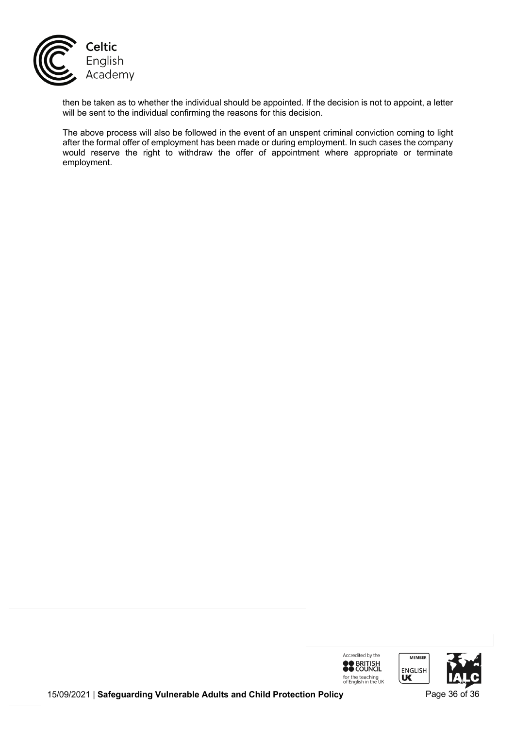then be taken as to whether the individual should be appointed. If the decision is not to appoint, a letter will be sent to the individual confirming the reasons for this decision.

The above process will also be followed in the event of an unspent criminal conviction coming to light after the formal offer of employment has been made or during employment. In such cases the company would reserve the right to withdraw the offer of appointment where appropriate or terminate employment.